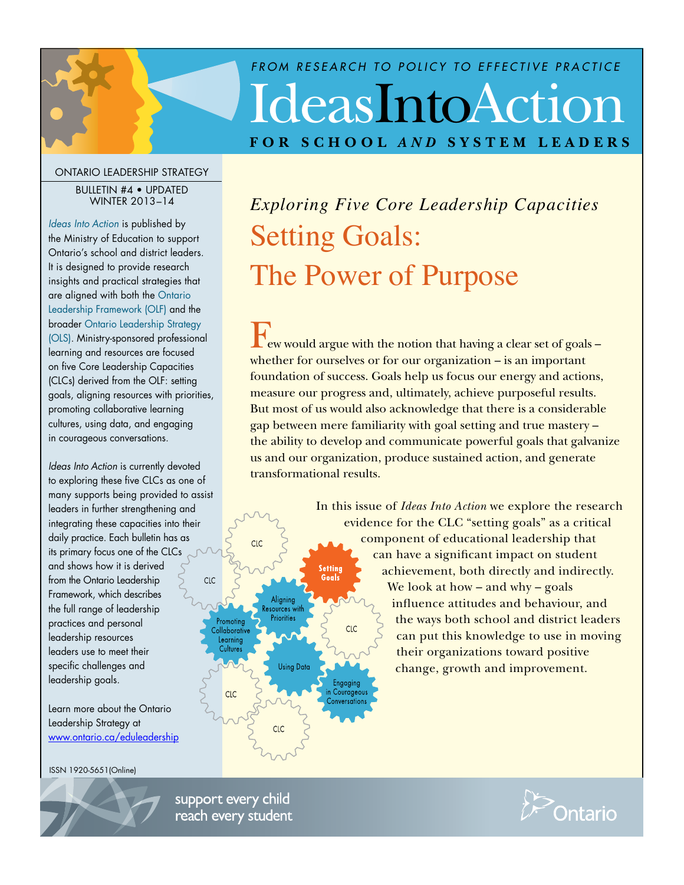*FROM RESEARCH TO POLICY TO EFFECTIVE PRACTICE*

# Ideas Into Action

**FOR SCHOOL *AND* SYSTEM LEADERS**

ONTARIO LEADERSHIP STRATEGY

BULLETIN #4 • UPDATED WINTER 2013–14

*Ideas Into Action* is published by the Ministry of Education to support Ontario's school and district leaders. It is designed to provide research insights and practical strategies that are aligned with both the Ontario Leadership Framework (OLF) and the broader Ontario Leadership Strategy (OLS). Ministry-sponsored professional learning and resources are focused on five Core Leadership Capacities (CLCs) derived from the OLF: setting goals, aligning resources with priorities, promoting collaborative learning cultures, using data, and engaging in courageous conversations.

*Ideas Into Action* is currently devoted to exploring these five CLCs as one of many supports being provided to assist leaders in further strengthening and integrating these capacities into their daily practice. Each bulletin has as its primary focus one of the CLCs and shows how it is derived from the Ontario Leadership Framework, which describes the full range of leadership practices and personal leadership resources leaders use to meet their specific challenges and leadership goals.

Learn more about the Ontario Leadership Strategy at www.ontario.ca/eduleadership

ISSN 1920-5651(Online)

*Exploring Five Core Leadership Capacities*

## Setting Goals: The Power of Purpose

Few would argue with the notion that having a clear set of goals – whether for ourselves or for our organization – is an important foundation of success. Goals help us focus our energy and actions, measure our progress and, ultimately, achieve purposeful results. But most of us would also acknowledge that there is a considerable gap between mere familiarity with goal setting and true mastery – the ability to develop and communicate powerful goals that galvanize us and our organization, produce sustained action, and generate transformational results.

In this issue of *Ideas Into Action* we explore the research evidence for the CLC "setting goals" as a critical component of educational leadership that can have a significant impact on student achievement, both directly and indirectly. We look at how – and why – goals influence attitudes and behaviour, and the ways both school and district leaders can put this knowledge to use in moving their organizations toward positive change, growth and improvement.

support every child
reach every student

Ontario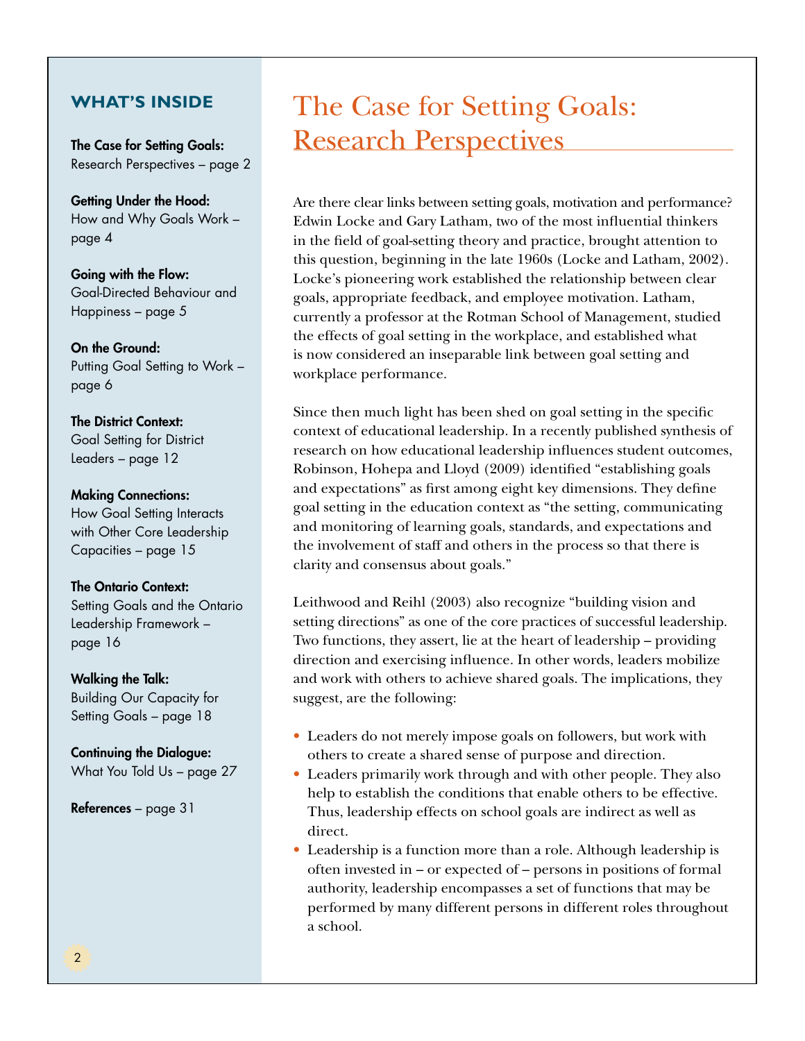## WHAT'S INSIDE

**The Case for Setting Goals:**
Research Perspectives – page 2

**Getting Under the Hood:**
How and Why Goals Work – page 4

**Going with the Flow:**
Goal-Directed Behaviour and Happiness – page 5

**On the Ground:**
Putting Goal Setting to Work – page 6

**The District Context:**
Goal Setting for District Leaders – page 12

**Making Connections:**
How Goal Setting Interacts with Other Core Leadership Capacities – page 15

**The Ontario Context:**
Setting Goals and the Ontario Leadership Framework – page 16

**Walking the Talk:**
Building Our Capacity for Setting Goals – page 18

**Continuing the Dialogue:**
What You Told Us – page 27

**References** – page 31

# The Case for Setting Goals: Research Perspectives

Are there clear links between setting goals, motivation and performance? Edwin Locke and Gary Latham, two of the most influential thinkers in the field of goal-setting theory and practice, brought attention to this question, beginning in the late 1960s (Locke and Latham, 2002). Locke's pioneering work established the relationship between clear goals, appropriate feedback, and employee motivation. Latham, currently a professor at the Rotman School of Management, studied the effects of goal setting in the workplace, and established what is now considered an inseparable link between goal setting and workplace performance.

Since then much light has been shed on goal setting in the specific context of educational leadership. In a recently published synthesis of research on how educational leadership influences student outcomes, Robinson, Hohepa and Lloyd (2009) identified "establishing goals and expectations" as first among eight key dimensions. They define goal setting in the education context as "the setting, communicating and monitoring of learning goals, standards, and expectations and the involvement of staff and others in the process so that there is clarity and consensus about goals."

Leithwood and Reihl (2003) also recognize "building vision and setting directions" as one of the core practices of successful leadership. Two functions, they assert, lie at the heart of leadership – providing direction and exercising influence. In other words, leaders mobilize and work with others to achieve shared goals. The implications, they suggest, are the following:

- Leaders do not merely impose goals on followers, but work with others to create a shared sense of purpose and direction.
- Leaders primarily work through and with other people. They also help to establish the conditions that enable others to be effective. Thus, leadership effects on school goals are indirect as well as direct.
- Leadership is a function more than a role. Although leadership is often invested in – or expected of – persons in positions of formal authority, leadership encompasses a set of functions that may be performed by many different persons in different roles throughout a school.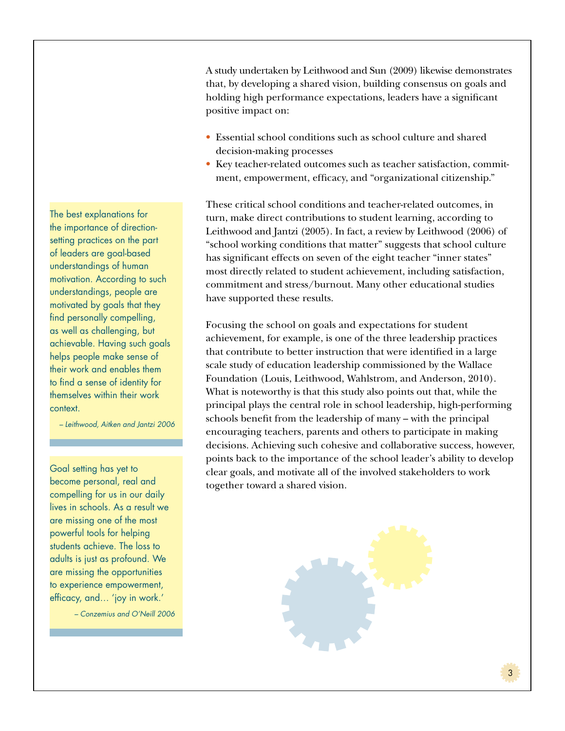A study undertaken by Leithwood and Sun (2009) likewise demonstrates that, by developing a shared vision, building consensus on goals and holding high performance expectations, leaders have a significant positive impact on:

- Essential school conditions such as school culture and shared decision-making processes
- Key teacher-related outcomes such as teacher satisfaction, commitment, empowerment, efficacy, and "organizational citizenship."

These critical school conditions and teacher-related outcomes, in turn, make direct contributions to student learning, according to Leithwood and Jantzi (2005). In fact, a review by Leithwood (2006) of "school working conditions that matter" suggests that school culture has significant effects on seven of the eight teacher "inner states" most directly related to student achievement, including satisfaction, commitment and stress/burnout. Many other educational studies have supported these results.

Focusing the school on goals and expectations for student achievement, for example, is one of the three leadership practices that contribute to better instruction that were identified in a large scale study of education leadership commissioned by the Wallace Foundation (Louis, Leithwood, Wahlstrom, and Anderson, 2010). What is noteworthy is that this study also points out that, while the principal plays the central role in school leadership, high-performing schools benefit from the leadership of many – with the principal encouraging teachers, parents and others to participate in making decisions. Achieving such cohesive and collaborative success, however, points back to the importance of the school leader's ability to develop clear goals, and motivate all of the involved stakeholders to work together toward a shared vision.

> The best explanations for the importance of direction-setting practices on the part of leaders are goal-based understandings of human motivation. According to such understandings, people are motivated by goals that they find personally compelling, as well as challenging, but achievable. Having such goals helps people make sense of their work and enables them to find a sense of identity for themselves within their work context.
>
> *– Leithwood, Aitken and Jantzi 2006*

> Goal setting has yet to become personal, real and compelling for us in our daily lives in schools. As a result we are missing one of the most powerful tools for helping students achieve. The loss to adults is just as profound. We are missing the opportunities to experience empowerment, efficacy, and… 'joy in work.'
>
> *– Conzemius and O'Neill 2006*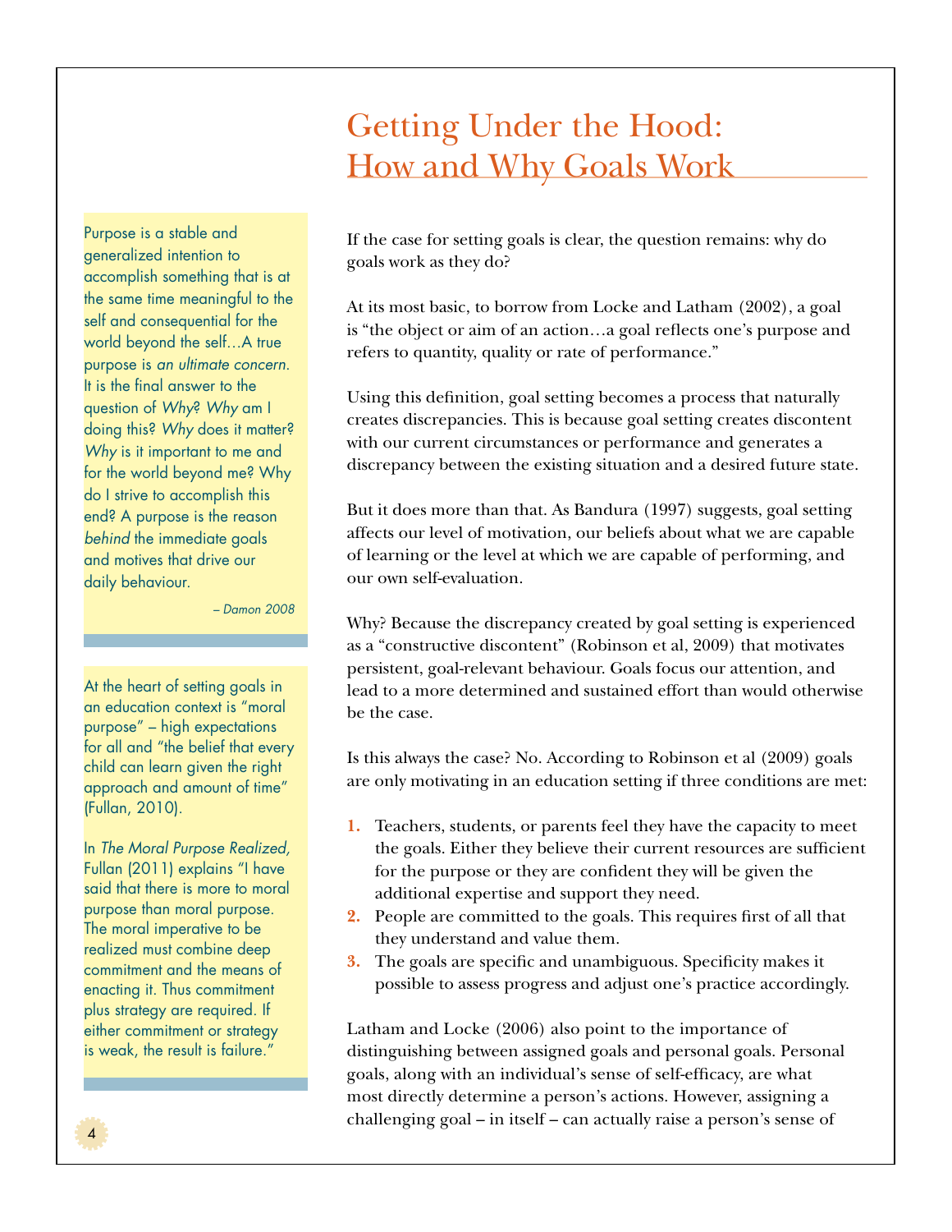# Getting Under the Hood: How and Why Goals Work

If the case for setting goals is clear, the question remains: why do goals work as they do?

At its most basic, to borrow from Locke and Latham (2002), a goal is "the object or aim of an action…a goal reflects one's purpose and refers to quantity, quality or rate of performance."

Using this definition, goal setting becomes a process that naturally creates discrepancies. This is because goal setting creates discontent with our current circumstances or performance and generates a discrepancy between the existing situation and a desired future state.

But it does more than that. As Bandura (1997) suggests, goal setting affects our level of motivation, our beliefs about what we are capable of learning or the level at which we are capable of performing, and our own self-evaluation.

Why? Because the discrepancy created by goal setting is experienced as a "constructive discontent" (Robinson et al, 2009) that motivates persistent, goal-relevant behaviour. Goals focus our attention, and lead to a more determined and sustained effort than would otherwise be the case.

Is this always the case? No. According to Robinson et al (2009) goals are only motivating in an education setting if three conditions are met:

1. Teachers, students, or parents feel they have the capacity to meet the goals. Either they believe their current resources are sufficient for the purpose or they are confident they will be given the additional expertise and support they need.
2. People are committed to the goals. This requires first of all that they understand and value them.
3. The goals are specific and unambiguous. Specificity makes it possible to assess progress and adjust one's practice accordingly.

Latham and Locke (2006) also point to the importance of distinguishing between assigned goals and personal goals. Personal goals, along with an individual's sense of self-efficacy, are what most directly determine a person's actions. However, assigning a challenging goal – in itself – can actually raise a person's sense of

> Purpose is a stable and generalized intention to accomplish something that is at the same time meaningful to the self and consequential for the world beyond the self…A true purpose is *an ultimate concern*. It is the final answer to the question of *Why*? *Why* am I doing this? *Why* does it matter? *Why* is it important to me and for the world beyond me? Why do I strive to accomplish this end? A purpose is the reason *behind* the immediate goals and motives that drive our daily behaviour.
>
> *– Damon 2008*

> At the heart of setting goals in an education context is "moral purpose" – high expectations for all and "the belief that every child can learn given the right approach and amount of time" (Fullan, 2010).
>
> In *The Moral Purpose Realized,* Fullan (2011) explains "I have said that there is more to moral purpose than moral purpose. The moral imperative to be realized must combine deep commitment and the means of enacting it. Thus commitment plus strategy are required. If either commitment or strategy is weak, the result is failure."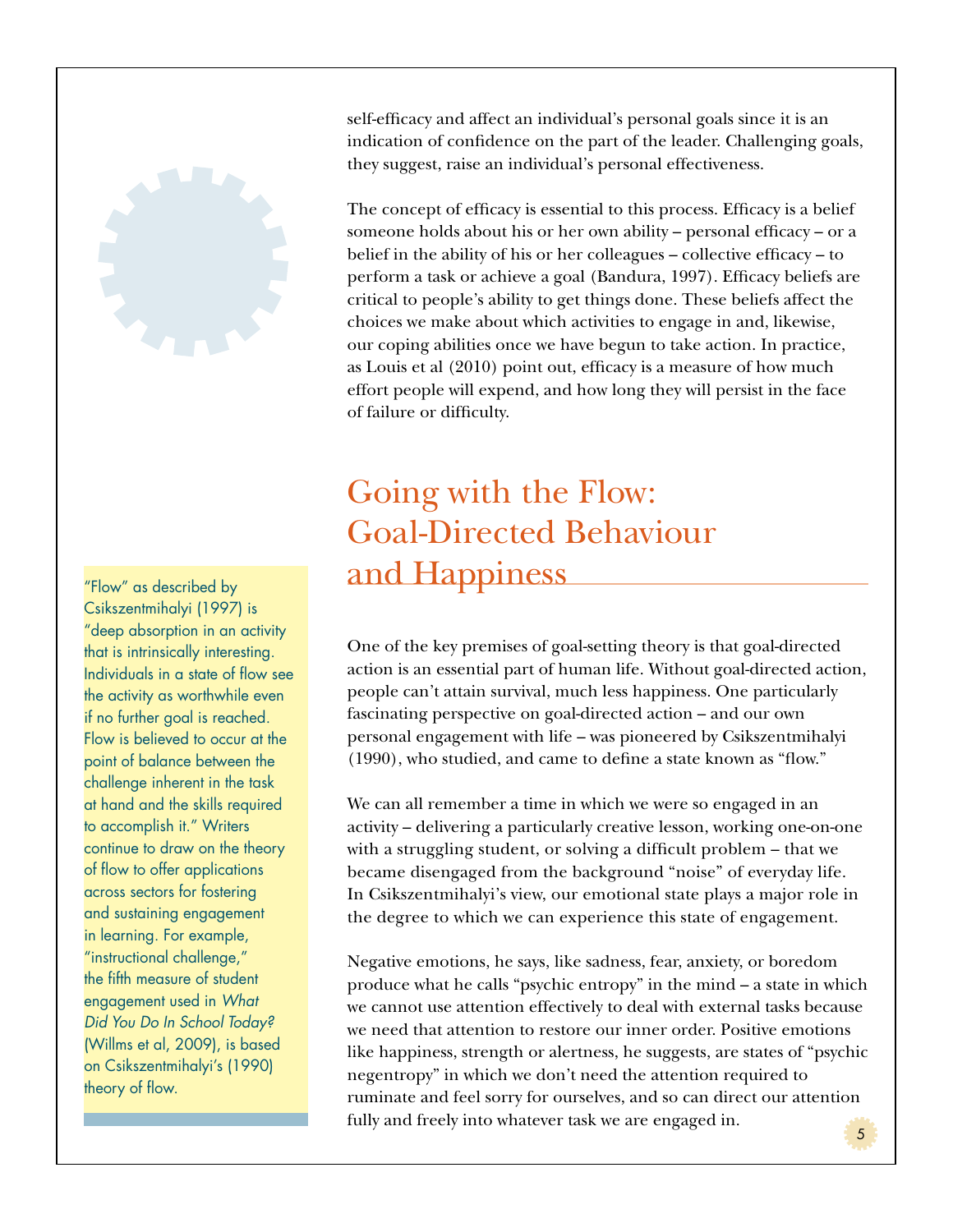self-efficacy and affect an individual's personal goals since it is an indication of confidence on the part of the leader. Challenging goals, they suggest, raise an individual's personal effectiveness.

The concept of efficacy is essential to this process. Efficacy is a belief someone holds about his or her own ability – personal efficacy – or a belief in the ability of his or her colleagues – collective efficacy – to perform a task or achieve a goal (Bandura, 1997). Efficacy beliefs are critical to people's ability to get things done. These beliefs affect the choices we make about which activities to engage in and, likewise, our coping abilities once we have begun to take action. In practice, as Louis et al (2010) point out, efficacy is a measure of how much effort people will expend, and how long they will persist in the face of failure or difficulty.

## Going with the Flow: Goal-Directed Behaviour and Happiness

One of the key premises of goal-setting theory is that goal-directed action is an essential part of human life. Without goal-directed action, people can't attain survival, much less happiness. One particularly fascinating perspective on goal-directed action – and our own personal engagement with life – was pioneered by Csikszentmihalyi (1990), who studied, and came to define a state known as "flow."

We can all remember a time in which we were so engaged in an activity – delivering a particularly creative lesson, working one-on-one with a struggling student, or solving a difficult problem – that we became disengaged from the background "noise" of everyday life. In Csikszentmihalyi's view, our emotional state plays a major role in the degree to which we can experience this state of engagement.

Negative emotions, he says, like sadness, fear, anxiety, or boredom produce what he calls "psychic entropy" in the mind – a state in which we cannot use attention effectively to deal with external tasks because we need that attention to restore our inner order. Positive emotions like happiness, strength or alertness, he suggests, are states of "psychic negentropy" in which we don't need the attention required to ruminate and feel sorry for ourselves, and so can direct our attention fully and freely into whatever task we are engaged in.

"Flow" as described by Csikszentmihalyi (1997) is "deep absorption in an activity that is intrinsically interesting. Individuals in a state of flow see the activity as worthwhile even if no further goal is reached. Flow is believed to occur at the point of balance between the challenge inherent in the task at hand and the skills required to accomplish it." Writers continue to draw on the theory of flow to offer applications across sectors for fostering and sustaining engagement in learning. For example, "instructional challenge," the fifth measure of student engagement used in *What Did You Do In School Today?* (Willms et al, 2009), is based on Csikszentmihalyi's (1990) theory of flow.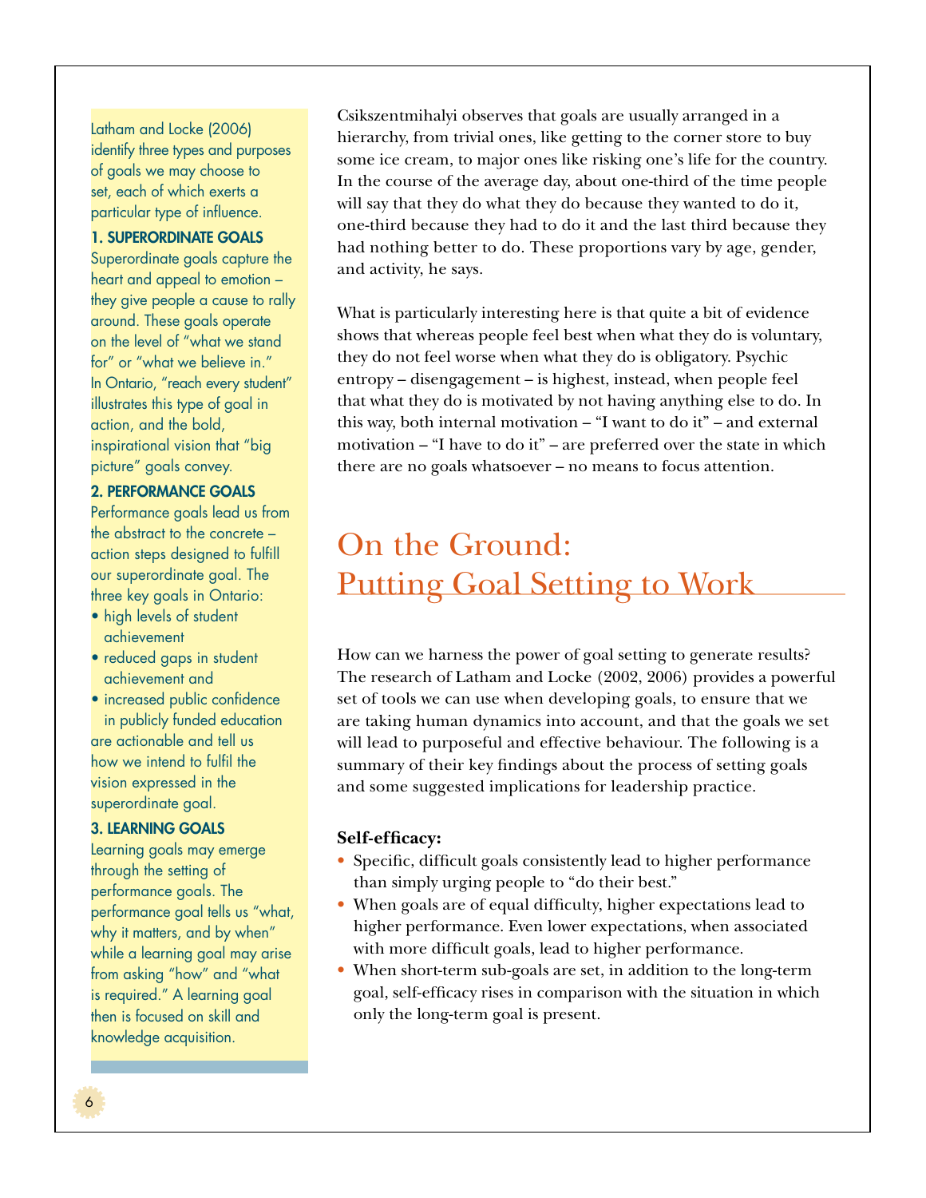Latham and Locke (2006) identify three types and purposes of goals we may choose to set, each of which exerts a particular type of influence.

**1. SUPERORDINATE GOALS**

Superordinate goals capture the heart and appeal to emotion – they give people a cause to rally around. These goals operate on the level of "what we stand for" or "what we believe in." In Ontario, "reach every student" illustrates this type of goal in action, and the bold, inspirational vision that "big picture" goals convey.

**2. PERFORMANCE GOALS**

Performance goals lead us from the abstract to the concrete – action steps designed to fulfill our superordinate goal. The three key goals in Ontario:

- high levels of student achievement
- reduced gaps in student achievement and
- increased public confidence in publicly funded education

are actionable and tell us how we intend to fulfil the vision expressed in the superordinate goal.

**3. LEARNING GOALS**

Learning goals may emerge through the setting of performance goals. The performance goal tells us "what, why it matters, and by when" while a learning goal may arise from asking "how" and "what is required." A learning goal then is focused on skill and knowledge acquisition.

Csikszentmihalyi observes that goals are usually arranged in a hierarchy, from trivial ones, like getting to the corner store to buy some ice cream, to major ones like risking one's life for the country. In the course of the average day, about one-third of the time people will say that they do what they do because they wanted to do it, one-third because they had to do it and the last third because they had nothing better to do. These proportions vary by age, gender, and activity, he says.

What is particularly interesting here is that quite a bit of evidence shows that whereas people feel best when what they do is voluntary, they do not feel worse when what they do is obligatory. Psychic entropy – disengagement – is highest, instead, when people feel that what they do is motivated by not having anything else to do. In this way, both internal motivation – "I want to do it" – and external motivation – "I have to do it" – are preferred over the state in which there are no goals whatsoever – no means to focus attention.

## On the Ground: Putting Goal Setting to Work

How can we harness the power of goal setting to generate results? The research of Latham and Locke (2002, 2006) provides a powerful set of tools we can use when developing goals, to ensure that we are taking human dynamics into account, and that the goals we set will lead to purposeful and effective behaviour. The following is a summary of their key findings about the process of setting goals and some suggested implications for leadership practice.

**Self-efficacy:**

- Specific, difficult goals consistently lead to higher performance than simply urging people to "do their best."
- When goals are of equal difficulty, higher expectations lead to higher performance. Even lower expectations, when associated with more difficult goals, lead to higher performance.
- When short-term sub-goals are set, in addition to the long-term goal, self-efficacy rises in comparison with the situation in which only the long-term goal is present.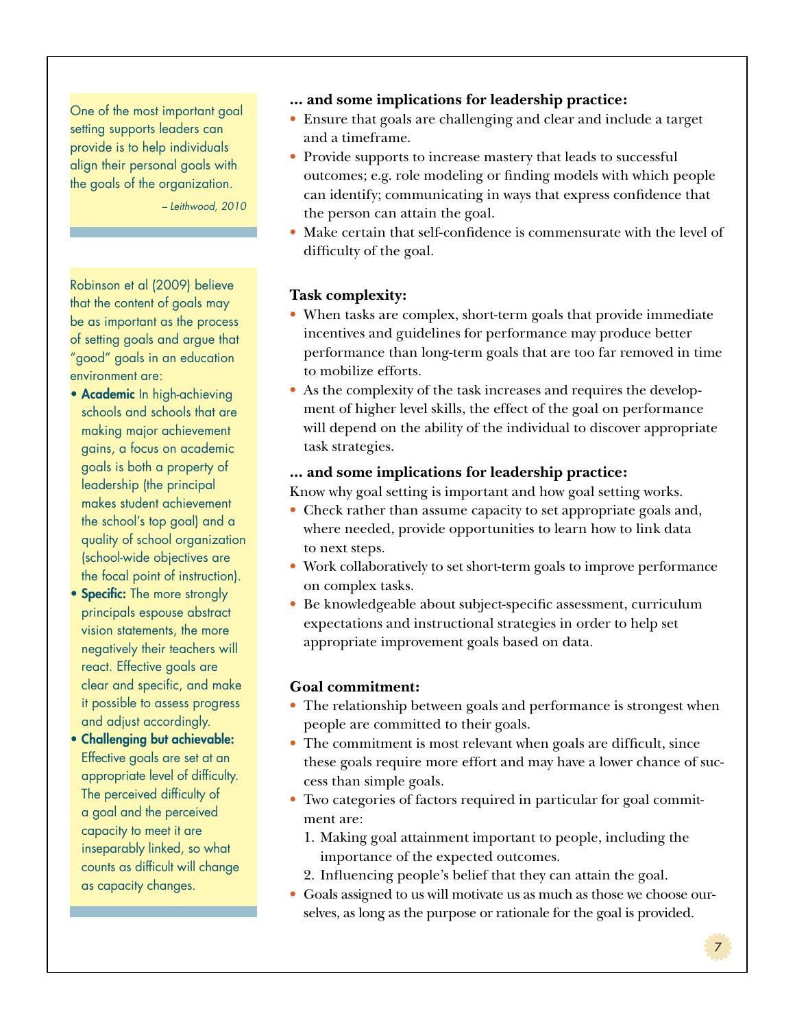> One of the most important goal setting supports leaders can provide is to help individuals align their personal goals with the goals of the organization.
>
> *– Leithwood, 2010*

> Robinson et al (2009) believe that the content of goals may be as important as the process of setting goals and argue that "good" goals in an education environment are:
>
> - **Academic** In high-achieving schools and schools that are making major achievement gains, a focus on academic goals is both a property of leadership (the principal makes student achievement the school's top goal) and a quality of school organization (school-wide objectives are the focal point of instruction).
> - **Specific:** The more strongly principals espouse abstract vision statements, the more negatively their teachers will react. Effective goals are clear and specific, and make it possible to assess progress and adjust accordingly.
> - **Challenging but achievable:** Effective goals are set at an appropriate level of difficulty. The perceived difficulty of a goal and the perceived capacity to meet it are inseparably linked, so what counts as difficult will change as capacity changes.

**... and some implications for leadership practice:**

- Ensure that goals are challenging and clear and include a target and a timeframe.
- Provide supports to increase mastery that leads to successful outcomes; e.g. role modeling or finding models with which people can identify; communicating in ways that express confidence that the person can attain the goal.
- Make certain that self-confidence is commensurate with the level of difficulty of the goal.

**Task complexity:**

- When tasks are complex, short-term goals that provide immediate incentives and guidelines for performance may produce better performance than long-term goals that are too far removed in time to mobilize efforts.
- As the complexity of the task increases and requires the development of higher level skills, the effect of the goal on performance will depend on the ability of the individual to discover appropriate task strategies.

**... and some implications for leadership practice:**

Know why goal setting is important and how goal setting works.

- Check rather than assume capacity to set appropriate goals and, where needed, provide opportunities to learn how to link data to next steps.
- Work collaboratively to set short-term goals to improve performance on complex tasks.
- Be knowledgeable about subject-specific assessment, curriculum expectations and instructional strategies in order to help set appropriate improvement goals based on data.

**Goal commitment:**

- The relationship between goals and performance is strongest when people are committed to their goals.
- The commitment is most relevant when goals are difficult, since these goals require more effort and may have a lower chance of success than simple goals.
- Two categories of factors required in particular for goal commitment are:
  1. Making goal attainment important to people, including the importance of the expected outcomes.
  2. Influencing people's belief that they can attain the goal.
- Goals assigned to us will motivate us as much as those we choose ourselves, as long as the purpose or rationale for the goal is provided.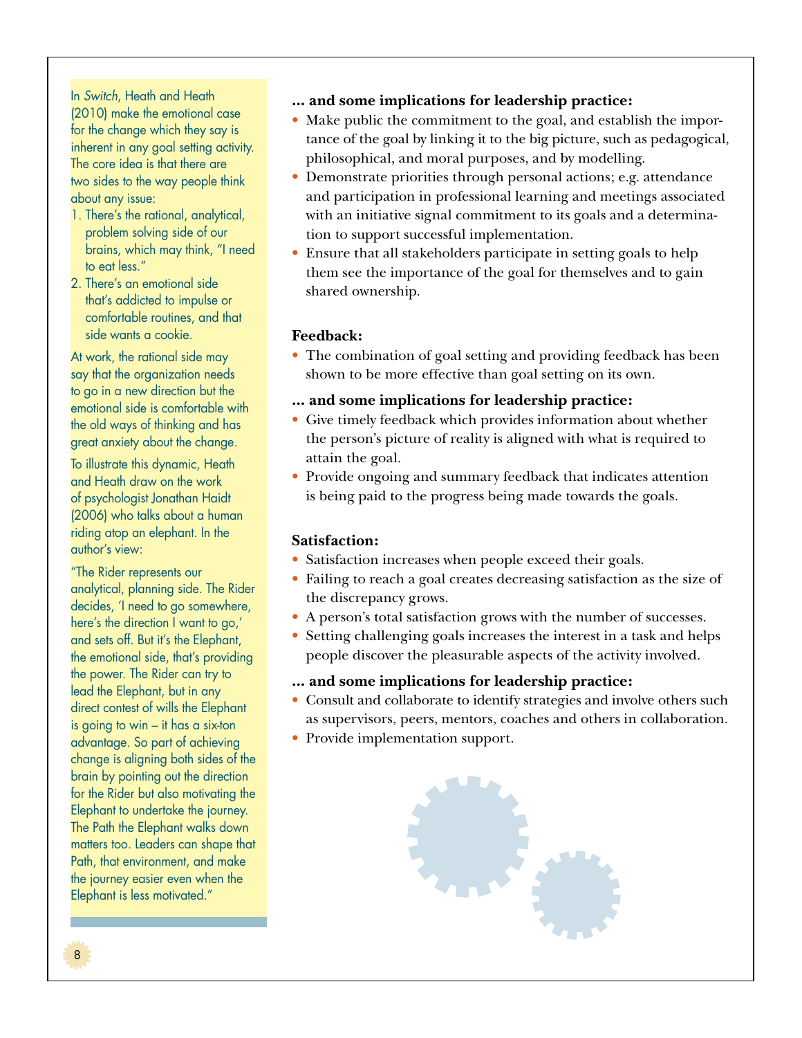In *Switch*, Heath and Heath (2010) make the emotional case for the change which they say is inherent in any goal setting activity. The core idea is that there are two sides to the way people think about any issue:

1. There's the rational, analytical, problem solving side of our brains, which may think, "I need to eat less."
2. There's an emotional side that's addicted to impulse or comfortable routines, and that side wants a cookie.

At work, the rational side may say that the organization needs to go in a new direction but the emotional side is comfortable with the old ways of thinking and has great anxiety about the change.

To illustrate this dynamic, Heath and Heath draw on the work of psychologist Jonathan Haidt (2006) who talks about a human riding atop an elephant. In the author's view:

"The Rider represents our analytical, planning side. The Rider decides, 'I need to go somewhere, here's the direction I want to go,' and sets off. But it's the Elephant, the emotional side, that's providing the power. The Rider can try to lead the Elephant, but in any direct contest of wills the Elephant is going to win – it has a six-ton advantage. So part of achieving change is aligning both sides of the brain by pointing out the direction for the Rider but also motivating the Elephant to undertake the journey. The Path the Elephant walks down matters too. Leaders can shape that Path, that environment, and make the journey easier even when the Elephant is less motivated."

**... and some implications for leadership practice:**

- Make public the commitment to the goal, and establish the importance of the goal by linking it to the big picture, such as pedagogical, philosophical, and moral purposes, and by modelling.
- Demonstrate priorities through personal actions; e.g. attendance and participation in professional learning and meetings associated with an initiative signal commitment to its goals and a determination to support successful implementation.
- Ensure that all stakeholders participate in setting goals to help them see the importance of the goal for themselves and to gain shared ownership.

**Feedback:**

- The combination of goal setting and providing feedback has been shown to be more effective than goal setting on its own.

**... and some implications for leadership practice:**

- Give timely feedback which provides information about whether the person's picture of reality is aligned with what is required to attain the goal.
- Provide ongoing and summary feedback that indicates attention is being paid to the progress being made towards the goals.

**Satisfaction:**

- Satisfaction increases when people exceed their goals.
- Failing to reach a goal creates decreasing satisfaction as the size of the discrepancy grows.
- A person's total satisfaction grows with the number of successes.
- Setting challenging goals increases the interest in a task and helps people discover the pleasurable aspects of the activity involved.

**... and some implications for leadership practice:**

- Consult and collaborate to identify strategies and involve others such as supervisors, peers, mentors, coaches and others in collaboration.
- Provide implementation support.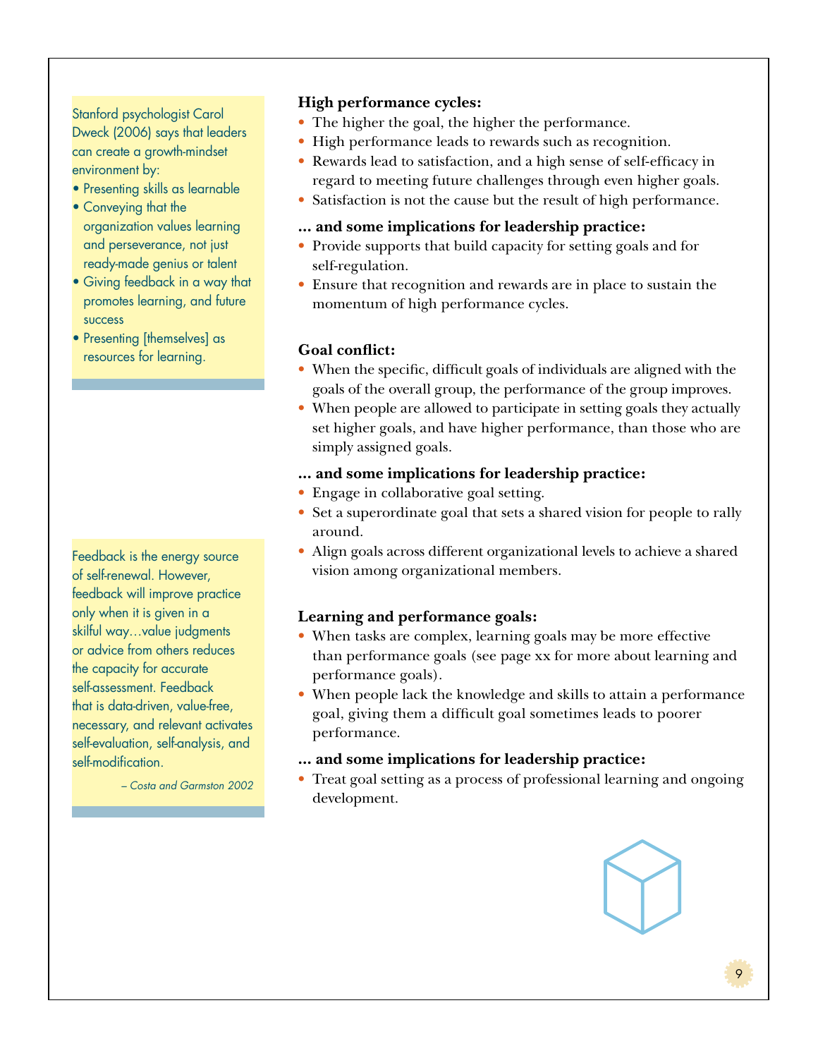> Stanford psychologist Carol Dweck (2006) says that leaders can create a growth-mindset environment by:
>
> - Presenting skills as learnable
> - Conveying that the organization values learning and perseverance, not just ready-made genius or talent
> - Giving feedback in a way that promotes learning, and future success
> - Presenting [themselves] as resources for learning.

**High performance cycles:**

- The higher the goal, the higher the performance.
- High performance leads to rewards such as recognition.
- Rewards lead to satisfaction, and a high sense of self-efficacy in regard to meeting future challenges through even higher goals.
- Satisfaction is not the cause but the result of high performance.

**... and some implications for leadership practice:**

- Provide supports that build capacity for setting goals and for self-regulation.
- Ensure that recognition and rewards are in place to sustain the momentum of high performance cycles.

**Goal conflict:**

- When the specific, difficult goals of individuals are aligned with the goals of the overall group, the performance of the group improves.
- When people are allowed to participate in setting goals they actually set higher goals, and have higher performance, than those who are simply assigned goals.

**... and some implications for leadership practice:**

- Engage in collaborative goal setting.
- Set a superordinate goal that sets a shared vision for people to rally around.
- Align goals across different organizational levels to achieve a shared vision among organizational members.

> Feedback is the energy source of self-renewal. However, feedback will improve practice only when it is given in a skilful way…value judgments or advice from others reduces the capacity for accurate self-assessment. Feedback that is data-driven, value-free, necessary, and relevant activates self-evaluation, self-analysis, and self-modification.
>
> *– Costa and Garmston 2002*

**Learning and performance goals:**

- When tasks are complex, learning goals may be more effective than performance goals (see page xx for more about learning and performance goals).
- When people lack the knowledge and skills to attain a performance goal, giving them a difficult goal sometimes leads to poorer performance.

**... and some implications for leadership practice:**

- Treat goal setting as a process of professional learning and ongoing development.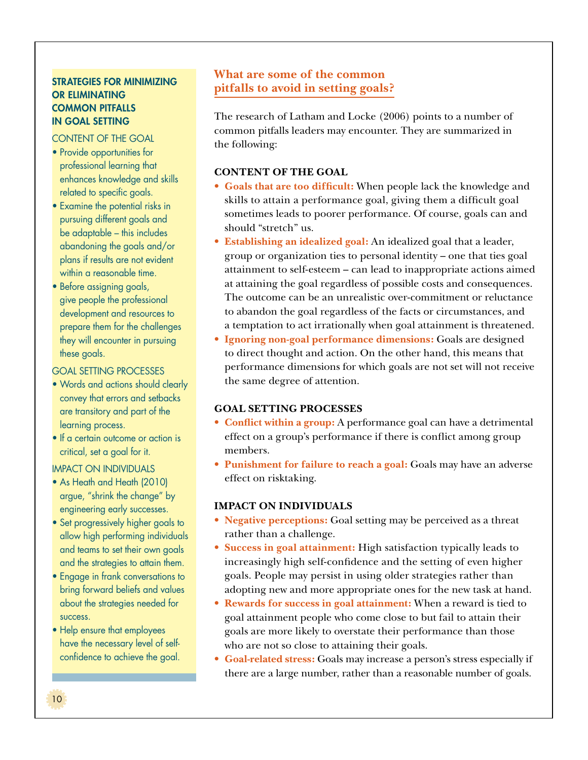## What are some of the common pitfalls to avoid in setting goals?

The research of Latham and Locke (2006) points to a number of common pitfalls leaders may encounter. They are summarized in the following:

### CONTENT OF THE GOAL

- **Goals that are too difficult:** When people lack the knowledge and skills to attain a performance goal, giving them a difficult goal sometimes leads to poorer performance. Of course, goals can and should "stretch" us.
- **Establishing an idealized goal:** An idealized goal that a leader, group or organization ties to personal identity – one that ties goal attainment to self-esteem – can lead to inappropriate actions aimed at attaining the goal regardless of possible costs and consequences. The outcome can be an unrealistic over-commitment or reluctance to abandon the goal regardless of the facts or circumstances, and a temptation to act irrationally when goal attainment is threatened.
- **Ignoring non-goal performance dimensions:** Goals are designed to direct thought and action. On the other hand, this means that performance dimensions for which goals are not set will not receive the same degree of attention.

### GOAL SETTING PROCESSES

- **Conflict within a group:** A performance goal can have a detrimental effect on a group's performance if there is conflict among group members.
- **Punishment for failure to reach a goal:** Goals may have an adverse effect on risktaking.

### IMPACT ON INDIVIDUALS

- **Negative perceptions:** Goal setting may be perceived as a threat rather than a challenge.
- **Success in goal attainment:** High satisfaction typically leads to increasingly high self-confidence and the setting of even higher goals. People may persist in using older strategies rather than adopting new and more appropriate ones for the new task at hand.
- **Rewards for success in goal attainment:** When a reward is tied to goal attainment people who come close to but fail to attain their goals are more likely to overstate their performance than those who are not so close to attaining their goals.
- **Goal-related stress:** Goals may increase a person's stress especially if there are a large number, rather than a reasonable number of goals.

---

**STRATEGIES FOR MINIMIZING OR ELIMINATING COMMON PITFALLS IN GOAL SETTING**

CONTENT OF THE GOAL

- Provide opportunities for professional learning that enhances knowledge and skills related to specific goals.
- Examine the potential risks in pursuing different goals and be adaptable – this includes abandoning the goals and/or plans if results are not evident within a reasonable time.
- Before assigning goals, give people the professional development and resources to prepare them for the challenges they will encounter in pursuing these goals.

GOAL SETTING PROCESSES

- Words and actions should clearly convey that errors and setbacks are transitory and part of the learning process.
- If a certain outcome or action is critical, set a goal for it.

IMPACT ON INDIVIDUALS

- As Heath and Heath (2010) argue, "shrink the change" by engineering early successes.
- Set progressively higher goals to allow high performing individuals and teams to set their own goals and the strategies to attain them.
- Engage in frank conversations to bring forward beliefs and values about the strategies needed for success.
- Help ensure that employees have the necessary level of self-confidence to achieve the goal.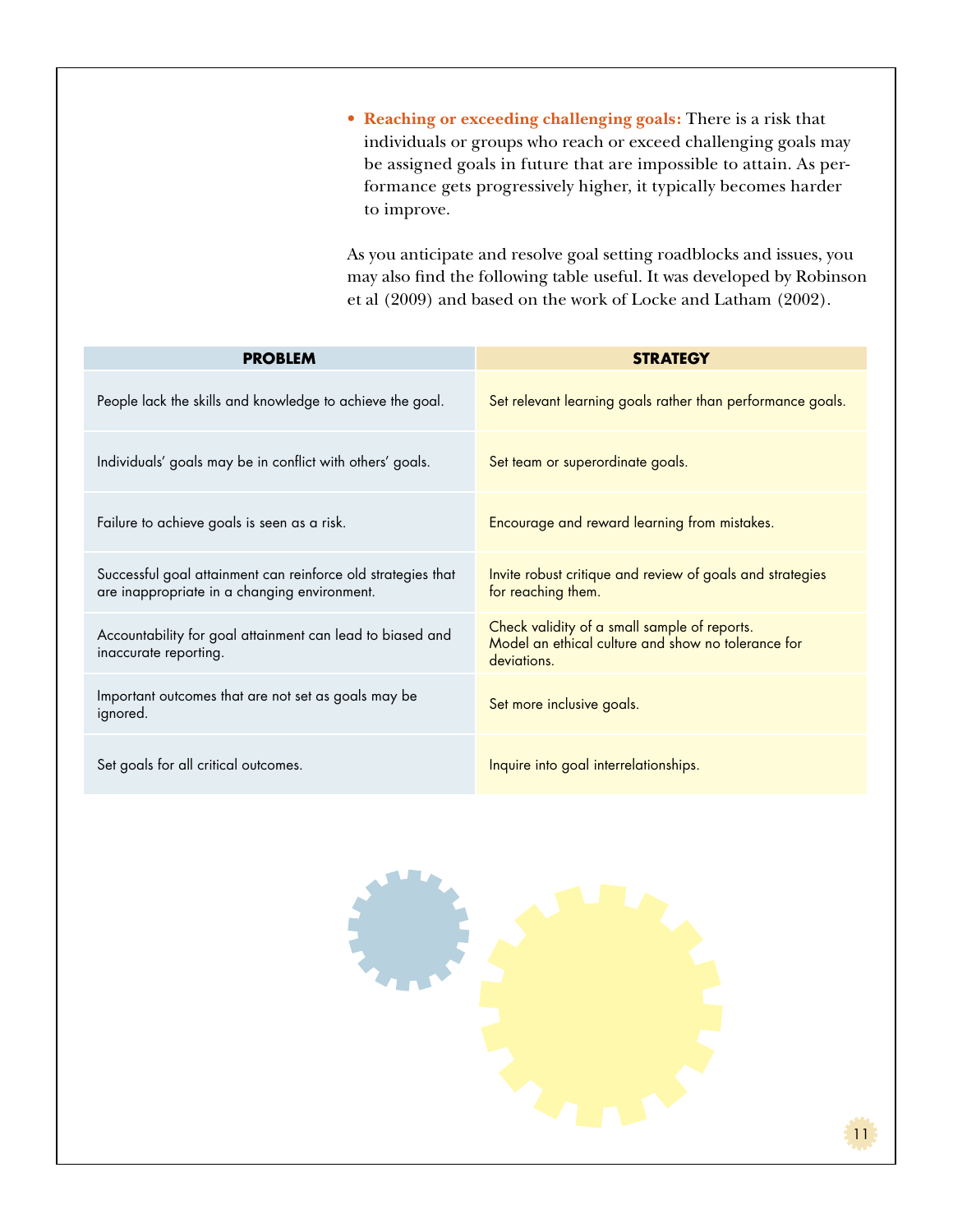- **Reaching or exceeding challenging goals:** There is a risk that individuals or groups who reach or exceed challenging goals may be assigned goals in future that are impossible to attain. As performance gets progressively higher, it typically becomes harder to improve.

As you anticipate and resolve goal setting roadblocks and issues, you may also find the following table useful. It was developed by Robinson et al (2009) and based on the work of Locke and Latham (2002).

| PROBLEM | STRATEGY |
|---|---|
| People lack the skills and knowledge to achieve the goal. | Set relevant learning goals rather than performance goals. |
| Individuals' goals may be in conflict with others' goals. | Set team or superordinate goals. |
| Failure to achieve goals is seen as a risk. | Encourage and reward learning from mistakes. |
| Successful goal attainment can reinforce old strategies that are inappropriate in a changing environment. | Invite robust critique and review of goals and strategies for reaching them. |
| Accountability for goal attainment can lead to biased and inaccurate reporting. | Check validity of a small sample of reports. Model an ethical culture and show no tolerance for deviations. |
| Important outcomes that are not set as goals may be ignored. | Set more inclusive goals. |
| Set goals for all critical outcomes. | Inquire into goal interrelationships. |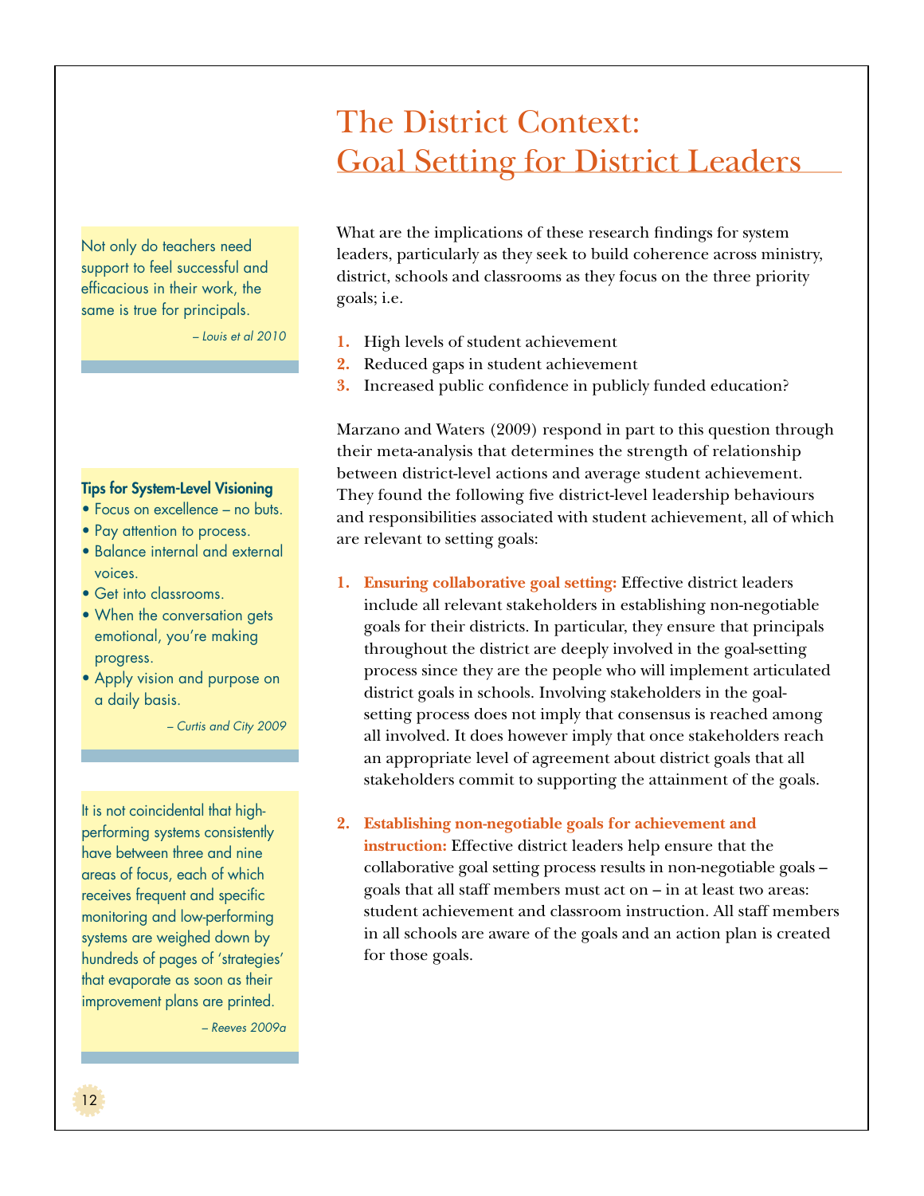# The District Context: Goal Setting for District Leaders

What are the implications of these research findings for system leaders, particularly as they seek to build coherence across ministry, district, schools and classrooms as they focus on the three priority goals; i.e.

1. High levels of student achievement
2. Reduced gaps in student achievement
3. Increased public confidence in publicly funded education?

Marzano and Waters (2009) respond in part to this question through their meta-analysis that determines the strength of relationship between district-level actions and average student achievement. They found the following five district-level leadership behaviours and responsibilities associated with student achievement, all of which are relevant to setting goals:

1. **Ensuring collaborative goal setting:** Effective district leaders include all relevant stakeholders in establishing non-negotiable goals for their districts. In particular, they ensure that principals throughout the district are deeply involved in the goal-setting process since they are the people who will implement articulated district goals in schools. Involving stakeholders in the goal-setting process does not imply that consensus is reached among all involved. It does however imply that once stakeholders reach an appropriate level of agreement about district goals that all stakeholders commit to supporting the attainment of the goals.

2. **Establishing non-negotiable goals for achievement and instruction:** Effective district leaders help ensure that the collaborative goal setting process results in non-negotiable goals – goals that all staff members must act on – in at least two areas: student achievement and classroom instruction. All staff members in all schools are aware of the goals and an action plan is created for those goals.

---

Not only do teachers need support to feel successful and efficacious in their work, the same is true for principals.

*– Louis et al 2010*

---

**Tips for System-Level Visioning**

- Focus on excellence – no buts.
- Pay attention to process.
- Balance internal and external voices.
- Get into classrooms.
- When the conversation gets emotional, you're making progress.
- Apply vision and purpose on a daily basis.

*– Curtis and City 2009*

---

It is not coincidental that high-performing systems consistently have between three and nine areas of focus, each of which receives frequent and specific monitoring and low-performing systems are weighed down by hundreds of pages of 'strategies' that evaporate as soon as their improvement plans are printed.

*– Reeves 2009a*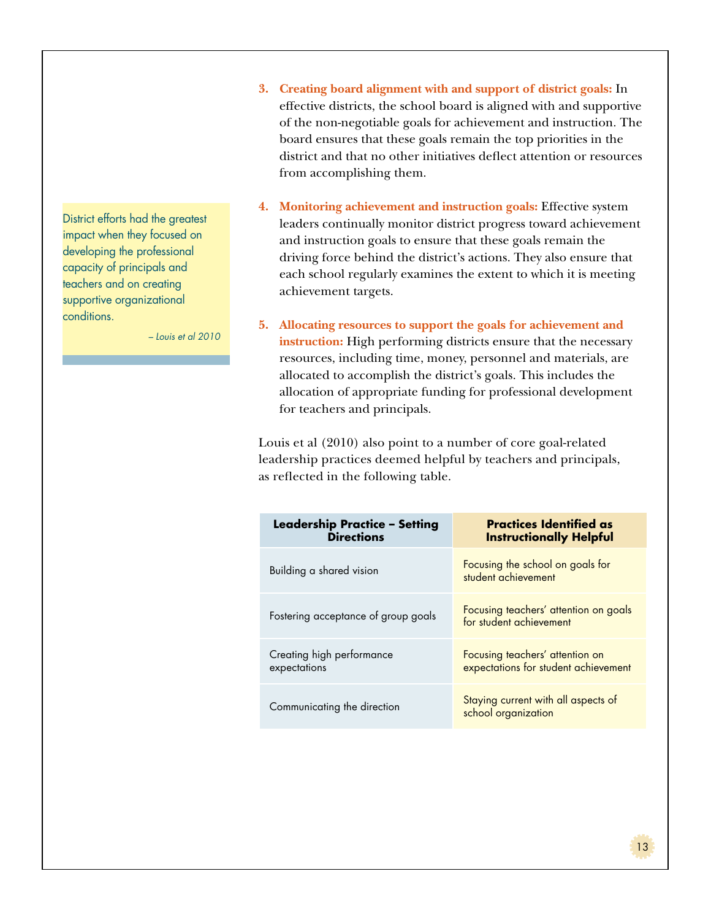3. **Creating board alignment with and support of district goals:** In effective districts, the school board is aligned with and supportive of the non-negotiable goals for achievement and instruction. The board ensures that these goals remain the top priorities in the district and that no other initiatives deflect attention or resources from accomplishing them.

> District efforts had the greatest impact when they focused on developing the professional capacity of principals and teachers and on creating supportive organizational conditions.
>
> *– Louis et al 2010*

4. **Monitoring achievement and instruction goals:** Effective system leaders continually monitor district progress toward achievement and instruction goals to ensure that these goals remain the driving force behind the district's actions. They also ensure that each school regularly examines the extent to which it is meeting achievement targets.

5. **Allocating resources to support the goals for achievement and instruction:** High performing districts ensure that the necessary resources, including time, money, personnel and materials, are allocated to accomplish the district's goals. This includes the allocation of appropriate funding for professional development for teachers and principals.

Louis et al (2010) also point to a number of core goal-related leadership practices deemed helpful by teachers and principals, as reflected in the following table.

| Leadership Practice – Setting Directions | Practices Identified as Instructionally Helpful |
| --- | --- |
| Building a shared vision | Focusing the school on goals for student achievement |
| Fostering acceptance of group goals | Focusing teachers' attention on goals for student achievement |
| Creating high performance expectations | Focusing teachers' attention on expectations for student achievement |
| Communicating the direction | Staying current with all aspects of school organization |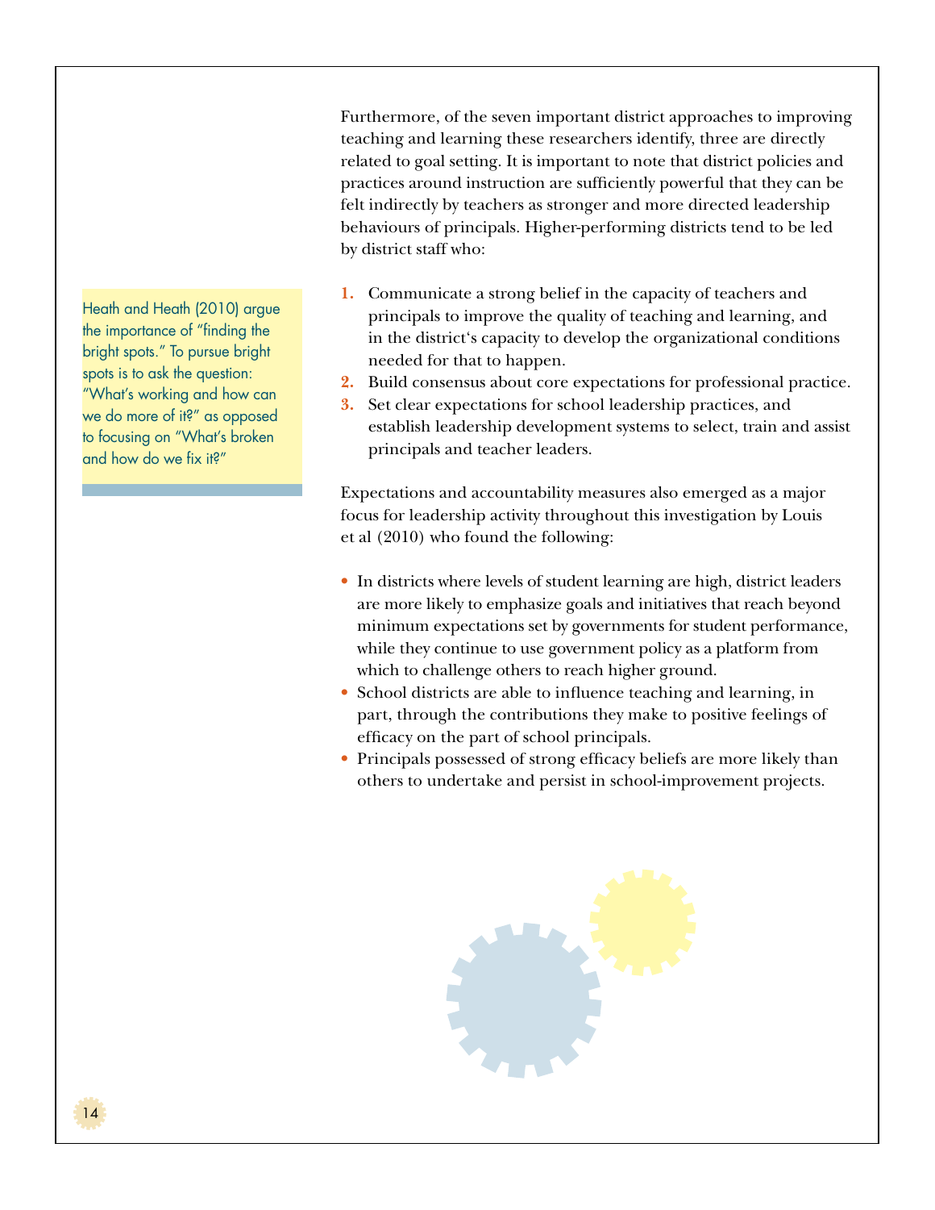Furthermore, of the seven important district approaches to improving teaching and learning these researchers identify, three are directly related to goal setting. It is important to note that district policies and practices around instruction are sufficiently powerful that they can be felt indirectly by teachers as stronger and more directed leadership behaviours of principals. Higher-performing districts tend to be led by district staff who:

> Heath and Heath (2010) argue the importance of "finding the bright spots." To pursue bright spots is to ask the question: "What's working and how can we do more of it?" as opposed to focusing on "What's broken and how do we fix it?"

1. Communicate a strong belief in the capacity of teachers and principals to improve the quality of teaching and learning, and in the district's capacity to develop the organizational conditions needed for that to happen.
2. Build consensus about core expectations for professional practice.
3. Set clear expectations for school leadership practices, and establish leadership development systems to select, train and assist principals and teacher leaders.

Expectations and accountability measures also emerged as a major focus for leadership activity throughout this investigation by Louis et al (2010) who found the following:

- In districts where levels of student learning are high, district leaders are more likely to emphasize goals and initiatives that reach beyond minimum expectations set by governments for student performance, while they continue to use government policy as a platform from which to challenge others to reach higher ground.
- School districts are able to influence teaching and learning, in part, through the contributions they make to positive feelings of efficacy on the part of school principals.
- Principals possessed of strong efficacy beliefs are more likely than others to undertake and persist in school-improvement projects.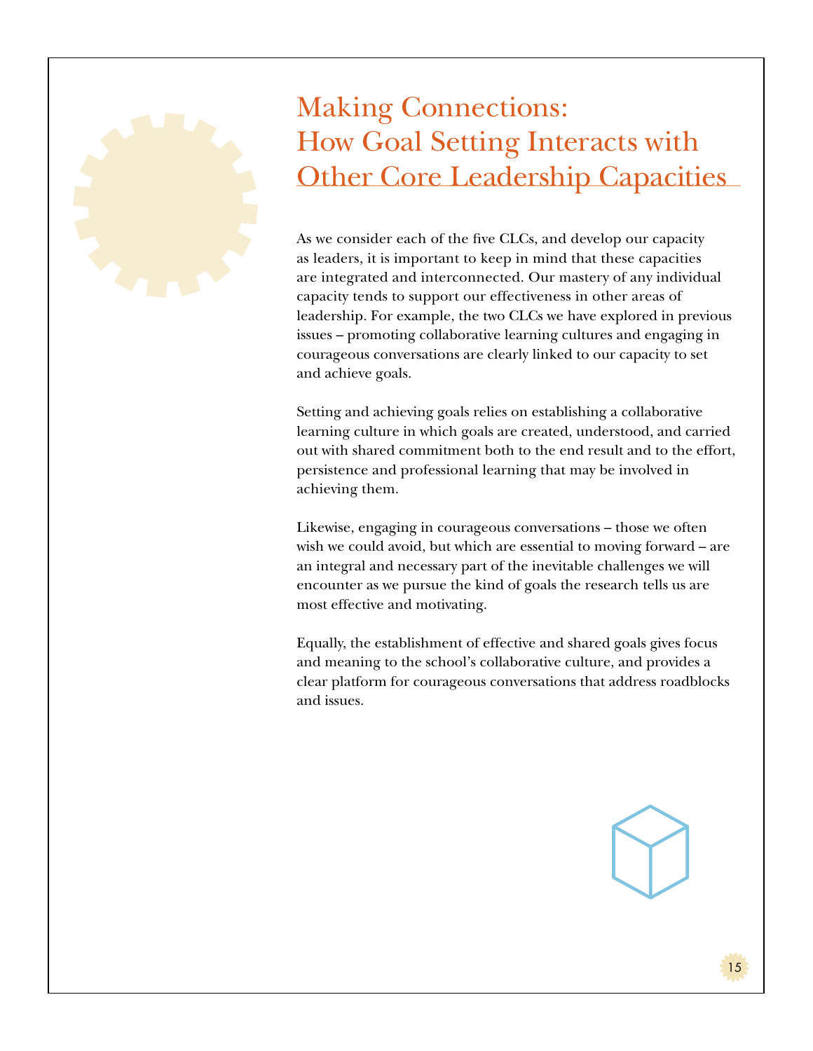# Making Connections: How Goal Setting Interacts with Other Core Leadership Capacities

As we consider each of the five CLCs, and develop our capacity as leaders, it is important to keep in mind that these capacities are integrated and interconnected. Our mastery of any individual capacity tends to support our effectiveness in other areas of leadership. For example, the two CLCs we have explored in previous issues – promoting collaborative learning cultures and engaging in courageous conversations are clearly linked to our capacity to set and achieve goals.

Setting and achieving goals relies on establishing a collaborative learning culture in which goals are created, understood, and carried out with shared commitment both to the end result and to the effort, persistence and professional learning that may be involved in achieving them.

Likewise, engaging in courageous conversations – those we often wish we could avoid, but which are essential to moving forward – are an integral and necessary part of the inevitable challenges we will encounter as we pursue the kind of goals the research tells us are most effective and motivating.

Equally, the establishment of effective and shared goals gives focus and meaning to the school's collaborative culture, and provides a clear platform for courageous conversations that address roadblocks and issues.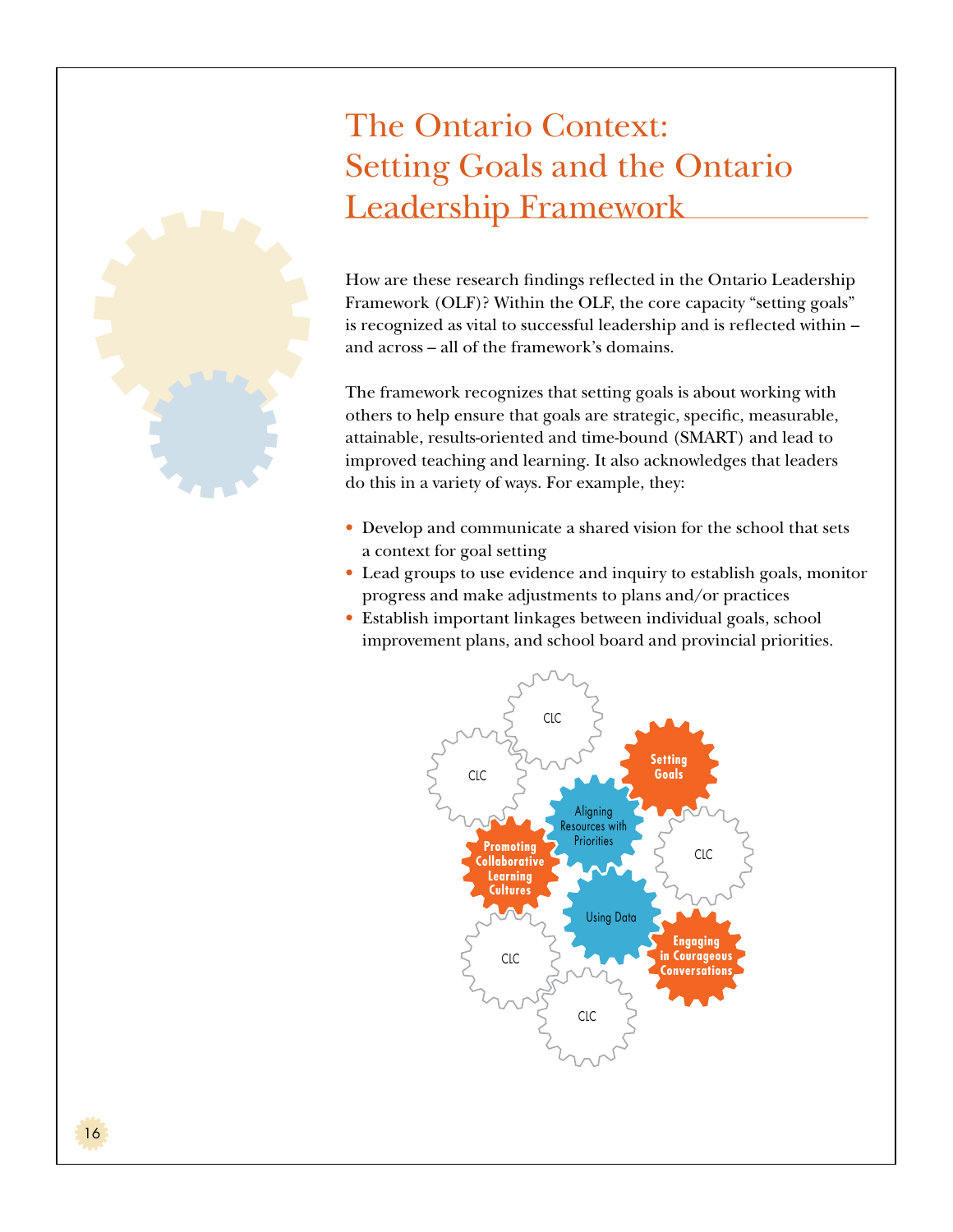# The Ontario Context: Setting Goals and the Ontario Leadership Framework

How are these research findings reflected in the Ontario Leadership Framework (OLF)? Within the OLF, the core capacity "setting goals" is recognized as vital to successful leadership and is reflected within – and across – all of the framework's domains.

The framework recognizes that setting goals is about working with others to help ensure that goals are strategic, specific, measurable, attainable, results-oriented and time-bound (SMART) and lead to improved teaching and learning. It also acknowledges that leaders do this in a variety of ways. For example, they:

- Develop and communicate a shared vision for the school that sets a context for goal setting
- Lead groups to use evidence and inquiry to establish goals, monitor progress and make adjustments to plans and/or practices
- Establish important linkages between individual goals, school improvement plans, and school board and provincial priorities.

CLC
CLC
Setting Goals
Aligning Resources with Priorities
CLC
Promoting Collaborative Learning Cultures
Using Data
CLC
Engaging in Courageous Conversations
CLC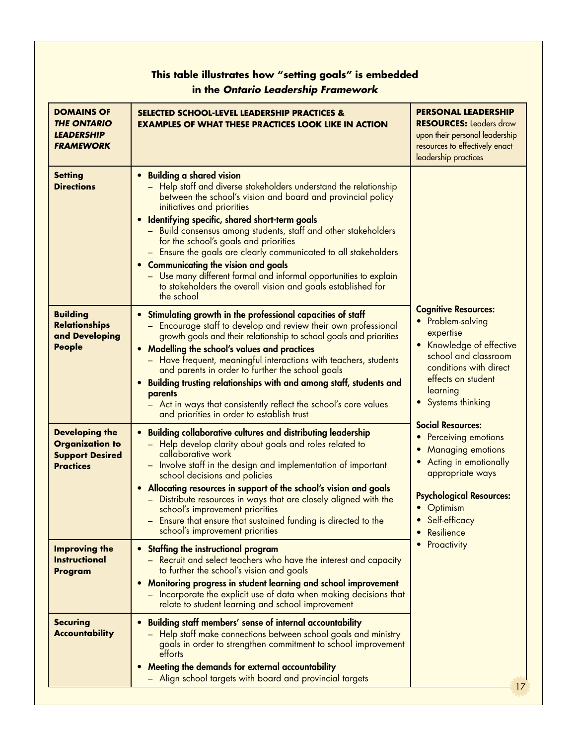**This table illustrates how "setting goals" is embedded in the *Ontario Leadership Framework***

| **DOMAINS OF *THE ONTARIO LEADERSHIP FRAMEWORK*** | **SELECTED SCHOOL-LEVEL LEADERSHIP PRACTICES & EXAMPLES OF WHAT THESE PRACTICES LOOK LIKE IN ACTION** | **PERSONAL LEADERSHIP RESOURCES:** Leaders draw upon their personal leadership resources to effectively enact leadership practices |
|---|---|---|
| **Setting Directions** | • **Building a shared vision**<br>– Help staff and diverse stakeholders understand the relationship between the school's vision and board and provincial policy initiatives and priorities<br>• **Identifying specific, shared short-term goals**<br>– Build consensus among students, staff and other stakeholders for the school's goals and priorities<br>– Ensure the goals are clearly communicated to all stakeholders<br>• **Communicating the vision and goals**<br>– Use many different formal and informal opportunities to explain to stakeholders the overall vision and goals established for the school | **Cognitive Resources:**<br>• Problem-solving expertise<br>• Knowledge of effective school and classroom conditions with direct effects on student learning<br>• Systems thinking<br><br>**Social Resources:**<br>• Perceiving emotions<br>• Managing emotions<br>• Acting in emotionally appropriate ways<br><br>**Psychological Resources:**<br>• Optimism<br>• Self-efficacy<br>• Resilience<br>• Proactivity |
| **Building Relationships and Developing People** | • **Stimulating growth in the professional capacities of staff**<br>– Encourage staff to develop and review their own professional growth goals and their relationship to school goals and priorities<br>• **Modelling the school's values and practices**<br>– Have frequent, meaningful interactions with teachers, students and parents in order to further the school goals<br>• **Building trusting relationships with and among staff, students and parents**<br>– Act in ways that consistently reflect the school's core values and priorities in order to establish trust | |
| **Developing the Organization to Support Desired Practices** | • **Building collaborative cultures and distributing leadership**<br>– Help develop clarity about goals and roles related to collaborative work<br>– Involve staff in the design and implementation of important school decisions and policies<br>• **Allocating resources in support of the school's vision and goals**<br>– Distribute resources in ways that are closely aligned with the school's improvement priorities<br>– Ensure that ensure that sustained funding is directed to the school's improvement priorities | |
| **Improving the Instructional Program** | • **Staffing the instructional program**<br>– Recruit and select teachers who have the interest and capacity to further the school's vision and goals<br>• **Monitoring progress in student learning and school improvement**<br>– Incorporate the explicit use of data when making decisions that relate to student learning and school improvement | |
| **Securing Accountability** | • **Building staff members' sense of internal accountability**<br>– Help staff make connections between school goals and ministry goals in order to strengthen commitment to school improvement efforts<br>• **Meeting the demands for external accountability**<br>– Align school targets with board and provincial targets | |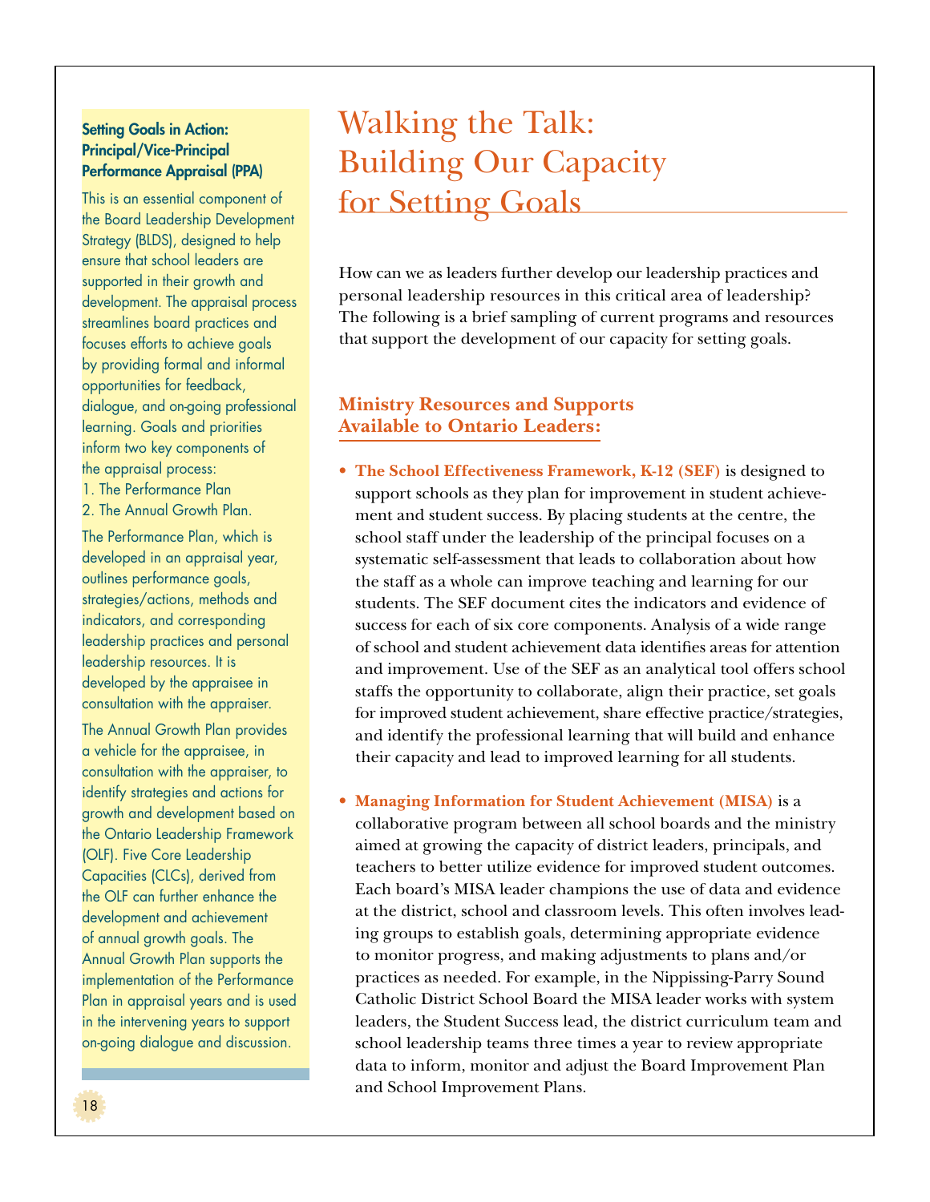# Walking the Talk: Building Our Capacity for Setting Goals

How can we as leaders further develop our leadership practices and personal leadership resources in this critical area of leadership? The following is a brief sampling of current programs and resources that support the development of our capacity for setting goals.

## Ministry Resources and Supports Available to Ontario Leaders:

- **The School Effectiveness Framework, K-12 (SEF)** is designed to support schools as they plan for improvement in student achievement and student success. By placing students at the centre, the school staff under the leadership of the principal focuses on a systematic self-assessment that leads to collaboration about how the staff as a whole can improve teaching and learning for our students. The SEF document cites the indicators and evidence of success for each of six core components. Analysis of a wide range of school and student achievement data identifies areas for attention and improvement. Use of the SEF as an analytical tool offers school staffs the opportunity to collaborate, align their practice, set goals for improved student achievement, share effective practice/strategies, and identify the professional learning that will build and enhance their capacity and lead to improved learning for all students.

- **Managing Information for Student Achievement (MISA)** is a collaborative program between all school boards and the ministry aimed at growing the capacity of district leaders, principals, and teachers to better utilize evidence for improved student outcomes. Each board's MISA leader champions the use of data and evidence at the district, school and classroom levels. This often involves leading groups to establish goals, determining appropriate evidence to monitor progress, and making adjustments to plans and/or practices as needed. For example, in the Nippissing-Parry Sound Catholic District School Board the MISA leader works with system leaders, the Student Success lead, the district curriculum team and school leadership teams three times a year to review appropriate data to inform, monitor and adjust the Board Improvement Plan and School Improvement Plans.

### Setting Goals in Action: Principal/Vice-Principal Performance Appraisal (PPA)

This is an essential component of the Board Leadership Development Strategy (BLDS), designed to help ensure that school leaders are supported in their growth and development. The appraisal process streamlines board practices and focuses efforts to achieve goals by providing formal and informal opportunities for feedback, dialogue, and on-going professional learning. Goals and priorities inform two key components of the appraisal process:

1. The Performance Plan
2. The Annual Growth Plan.

The Performance Plan, which is developed in an appraisal year, outlines performance goals, strategies/actions, methods and indicators, and corresponding leadership practices and personal leadership resources. It is developed by the appraisee in consultation with the appraiser.

The Annual Growth Plan provides a vehicle for the appraisee, in consultation with the appraiser, to identify strategies and actions for growth and development based on the Ontario Leadership Framework (OLF). Five Core Leadership Capacities (CLCs), derived from the OLF can further enhance the development and achievement of annual growth goals. The Annual Growth Plan supports the implementation of the Performance Plan in appraisal years and is used in the intervening years to support on-going dialogue and discussion.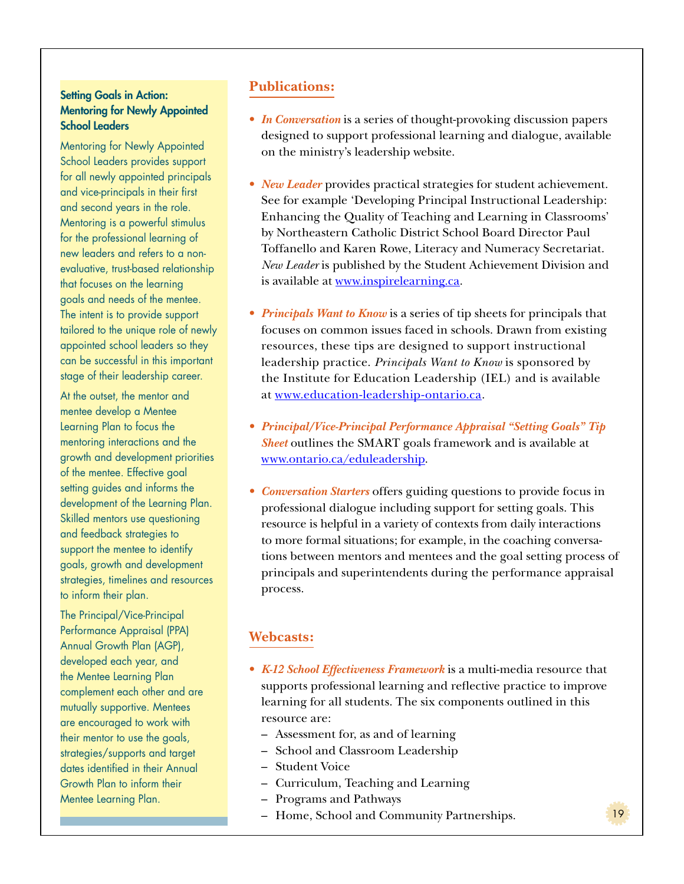### Setting Goals in Action: Mentoring for Newly Appointed School Leaders

Mentoring for Newly Appointed School Leaders provides support for all newly appointed principals and vice-principals in their first and second years in the role. Mentoring is a powerful stimulus for the professional learning of new leaders and refers to a non-evaluative, trust-based relationship that focuses on the learning goals and needs of the mentee. The intent is to provide support tailored to the unique role of newly appointed school leaders so they can be successful in this important stage of their leadership career.

At the outset, the mentor and mentee develop a Mentee Learning Plan to focus the mentoring interactions and the growth and development priorities of the mentee. Effective goal setting guides and informs the development of the Learning Plan. Skilled mentors use questioning and feedback strategies to support the mentee to identify goals, growth and development strategies, timelines and resources to inform their plan.

The Principal/Vice-Principal Performance Appraisal (PPA) Annual Growth Plan (AGP), developed each year, and the Mentee Learning Plan complement each other and are mutually supportive. Mentees are encouraged to work with their mentor to use the goals, strategies/supports and target dates identified in their Annual Growth Plan to inform their Mentee Learning Plan.

## Publications:

- ***In Conversation*** is a series of thought-provoking discussion papers designed to support professional learning and dialogue, available on the ministry's leadership website.

- ***New Leader*** provides practical strategies for student achievement. See for example 'Developing Principal Instructional Leadership: Enhancing the Quality of Teaching and Learning in Classrooms' by Northeastern Catholic District School Board Director Paul Toffanello and Karen Rowe, Literacy and Numeracy Secretariat. *New Leader* is published by the Student Achievement Division and is available at www.inspirelearning.ca.

- ***Principals Want to Know*** is a series of tip sheets for principals that focuses on common issues faced in schools. Drawn from existing resources, these tips are designed to support instructional leadership practice. *Principals Want to Know* is sponsored by the Institute for Education Leadership (IEL) and is available at www.education-leadership-ontario.ca.

- ***Principal/Vice-Principal Performance Appraisal "Setting Goals" Tip Sheet*** outlines the SMART goals framework and is available at www.ontario.ca/eduleadership.

- ***Conversation Starters*** offers guiding questions to provide focus in professional dialogue including support for setting goals. This resource is helpful in a variety of contexts from daily interactions to more formal situations; for example, in the coaching conversations between mentors and mentees and the goal setting process of principals and superintendents during the performance appraisal process.

## Webcasts:

- ***K-12 School Effectiveness Framework*** is a multi-media resource that supports professional learning and reflective practice to improve learning for all students. The six components outlined in this resource are:
  - Assessment for, as and of learning
  - School and Classroom Leadership
  - Student Voice
  - Curriculum, Teaching and Learning
  - Programs and Pathways
  - Home, School and Community Partnerships.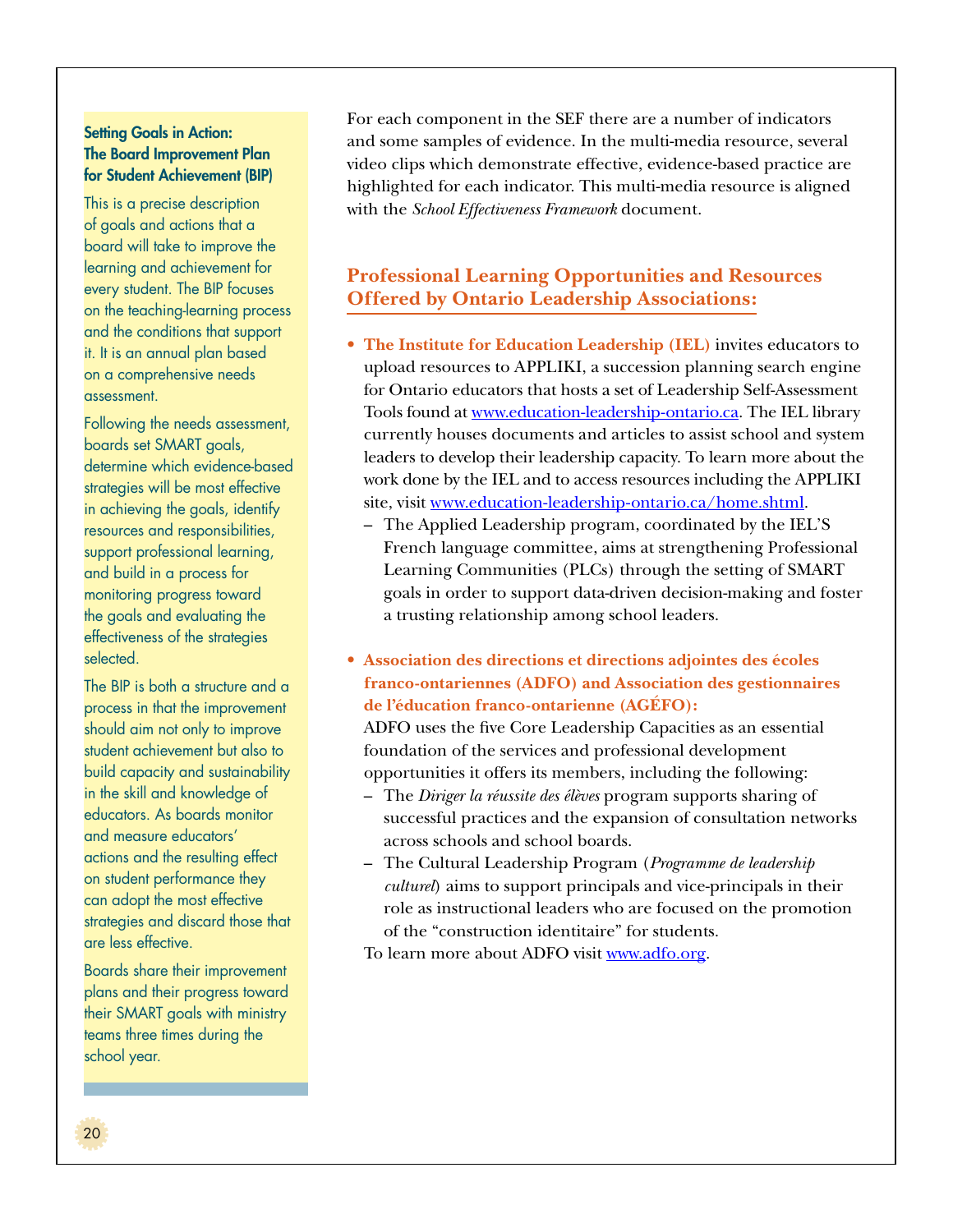### Setting Goals in Action: The Board Improvement Plan for Student Achievement (BIP)

This is a precise description of goals and actions that a board will take to improve the learning and achievement for every student. The BIP focuses on the teaching-learning process and the conditions that support it. It is an annual plan based on a comprehensive needs assessment.

Following the needs assessment, boards set SMART goals, determine which evidence-based strategies will be most effective in achieving the goals, identify resources and responsibilities, support professional learning, and build in a process for monitoring progress toward the goals and evaluating the effectiveness of the strategies selected.

The BIP is both a structure and a process in that the improvement should aim not only to improve student achievement but also to build capacity and sustainability in the skill and knowledge of educators. As boards monitor and measure educators' actions and the resulting effect on student performance they can adopt the most effective strategies and discard those that are less effective.

Boards share their improvement plans and their progress toward their SMART goals with ministry teams three times during the school year.

For each component in the SEF there are a number of indicators and some samples of evidence. In the multi-media resource, several video clips which demonstrate effective, evidence-based practice are highlighted for each indicator. This multi-media resource is aligned with the *School Effectiveness Framework* document.

## Professional Learning Opportunities and Resources Offered by Ontario Leadership Associations:

- **The Institute for Education Leadership (IEL)** invites educators to upload resources to APPLIKI, a succession planning search engine for Ontario educators that hosts a set of Leadership Self-Assessment Tools found at www.education-leadership-ontario.ca. The IEL library currently houses documents and articles to assist school and system leaders to develop their leadership capacity. To learn more about the work done by the IEL and to access resources including the APPLIKI site, visit www.education-leadership-ontario.ca/home.shtml.
  - The Applied Leadership program, coordinated by the IEL'S French language committee, aims at strengthening Professional Learning Communities (PLCs) through the setting of SMART goals in order to support data-driven decision-making and foster a trusting relationship among school leaders.

- **Association des directions et directions adjointes des écoles franco-ontariennes (ADFO) and Association des gestionnaires de l'éducation franco-ontarienne (AGÉFO):**
  ADFO uses the five Core Leadership Capacities as an essential foundation of the services and professional development opportunities it offers its members, including the following:
  - The *Diriger la réussite des élèves* program supports sharing of successful practices and the expansion of consultation networks across schools and school boards.
  - The Cultural Leadership Program (*Programme de leadership culturel*) aims to support principals and vice-principals in their role as instructional leaders who are focused on the promotion of the "construction identitaire" for students.

  To learn more about ADFO visit www.adfo.org.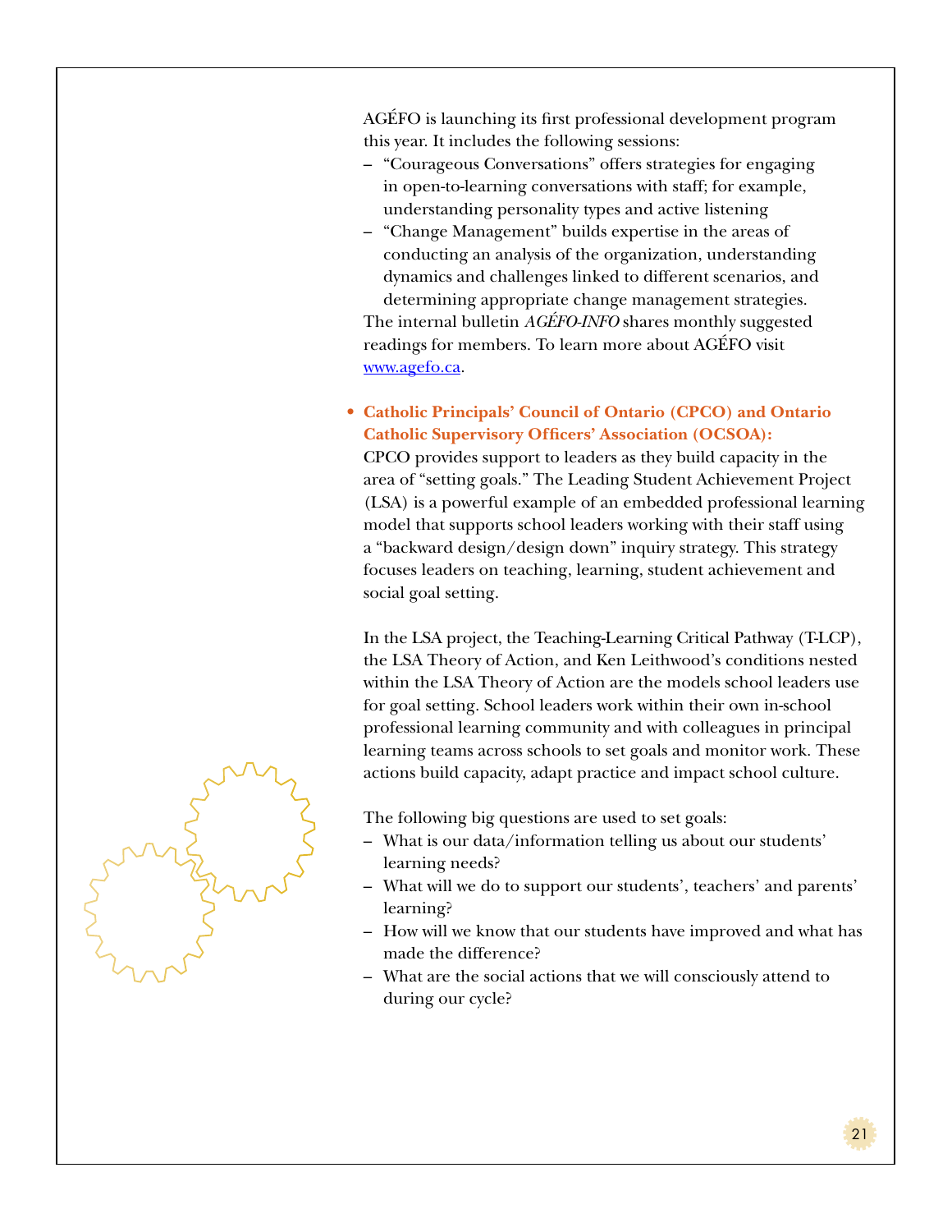AGÉFO is launching its first professional development program this year. It includes the following sessions:

– "Courageous Conversations" offers strategies for engaging in open-to-learning conversations with staff; for example, understanding personality types and active listening
– "Change Management" builds expertise in the areas of conducting an analysis of the organization, understanding dynamics and challenges linked to different scenarios, and determining appropriate change management strategies.

The internal bulletin *AGÉFO-INFO* shares monthly suggested readings for members. To learn more about AGÉFO visit [www.agefo.ca](http://www.agefo.ca).

- **Catholic Principals' Council of Ontario (CPCO) and Ontario Catholic Supervisory Officers' Association (OCSOA):**
CPCO provides support to leaders as they build capacity in the area of "setting goals." The Leading Student Achievement Project (LSA) is a powerful example of an embedded professional learning model that supports school leaders working with their staff using a "backward design/design down" inquiry strategy. This strategy focuses leaders on teaching, learning, student achievement and social goal setting.

In the LSA project, the Teaching-Learning Critical Pathway (T-LCP), the LSA Theory of Action, and Ken Leithwood's conditions nested within the LSA Theory of Action are the models school leaders use for goal setting. School leaders work within their own in-school professional learning community and with colleagues in principal learning teams across schools to set goals and monitor work. These actions build capacity, adapt practice and impact school culture.

The following big questions are used to set goals:

– What is our data/information telling us about our students' learning needs?
– What will we do to support our students', teachers' and parents' learning?
– How will we know that our students have improved and what has made the difference?
– What are the social actions that we will consciously attend to during our cycle?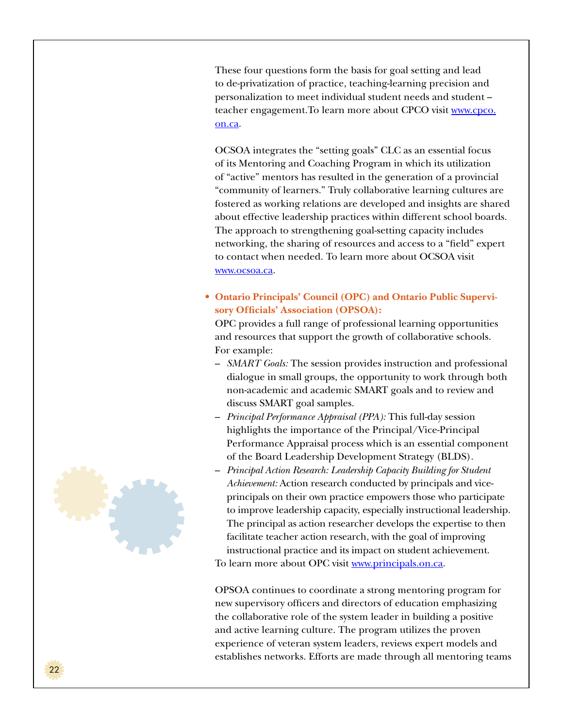These four questions form the basis for goal setting and lead to de-privatization of practice, teaching-learning precision and personalization to meet individual student needs and student – teacher engagement.To learn more about CPCO visit www.cpco.on.ca.

OCSOA integrates the "setting goals" CLC as an essential focus of its Mentoring and Coaching Program in which its utilization of "active" mentors has resulted in the generation of a provincial "community of learners." Truly collaborative learning cultures are fostered as working relations are developed and insights are shared about effective leadership practices within different school boards. The approach to strengthening goal-setting capacity includes networking, the sharing of resources and access to a "field" expert to contact when needed. To learn more about OCSOA visit www.ocsoa.ca.

- **Ontario Principals' Council (OPC) and Ontario Public Supervisory Officials' Association (OPSOA):**

  OPC provides a full range of professional learning opportunities and resources that support the growth of collaborative schools. For example:

  – *SMART Goals:* The session provides instruction and professional dialogue in small groups, the opportunity to work through both non-academic and academic SMART goals and to review and discuss SMART goal samples.

  – *Principal Performance Appraisal (PPA):* This full-day session highlights the importance of the Principal/Vice-Principal Performance Appraisal process which is an essential component of the Board Leadership Development Strategy (BLDS).

  – *Principal Action Research: Leadership Capacity Building for Student Achievement:* Action research conducted by principals and vice-principals on their own practice empowers those who participate to improve leadership capacity, especially instructional leadership. The principal as action researcher develops the expertise to then facilitate teacher action research, with the goal of improving instructional practice and its impact on student achievement.

  To learn more about OPC visit www.principals.on.ca.

  OPSOA continues to coordinate a strong mentoring program for new supervisory officers and directors of education emphasizing the collaborative role of the system leader in building a positive and active learning culture. The program utilizes the proven experience of veteran system leaders, reviews expert models and establishes networks. Efforts are made through all mentoring teams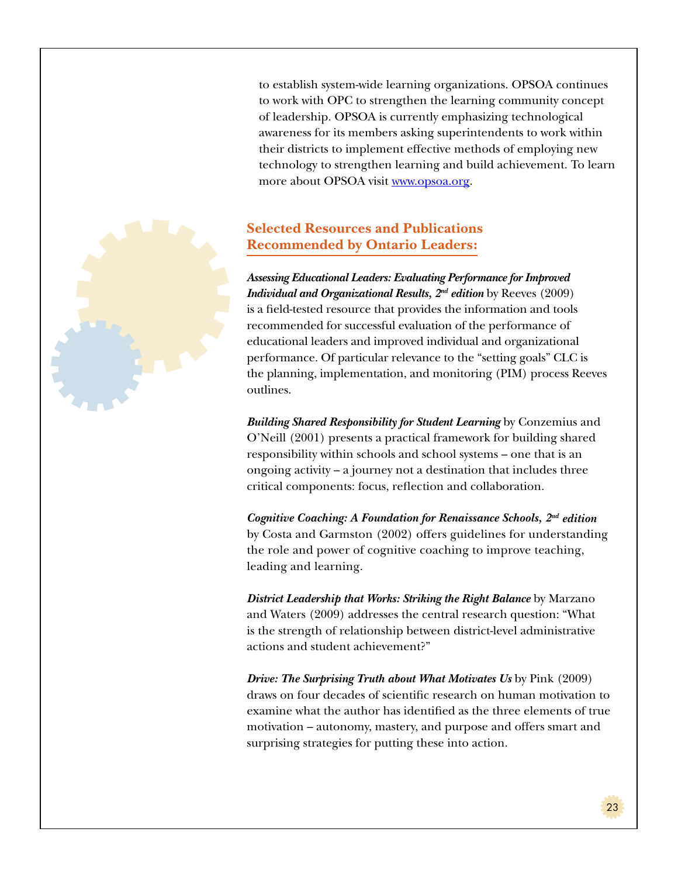to establish system-wide learning organizations. OPSOA continues to work with OPC to strengthen the learning community concept of leadership. OPSOA is currently emphasizing technological awareness for its members asking superintendents to work within their districts to implement effective methods of employing new technology to strengthen learning and build achievement. To learn more about OPSOA visit www.opsoa.org.

## Selected Resources and Publications Recommended by Ontario Leaders:

***Assessing Educational Leaders: Evaluating Performance for Improved Individual and Organizational Results, 2nd edition*** by Reeves (2009) is a field-tested resource that provides the information and tools recommended for successful evaluation of the performance of educational leaders and improved individual and organizational performance. Of particular relevance to the "setting goals" CLC is the planning, implementation, and monitoring (PIM) process Reeves outlines.

***Building Shared Responsibility for Student Learning*** by Conzemius and O'Neill (2001) presents a practical framework for building shared responsibility within schools and school systems – one that is an ongoing activity – a journey not a destination that includes three critical components: focus, reflection and collaboration.

***Cognitive Coaching: A Foundation for Renaissance Schools, 2nd edition*** by Costa and Garmston (2002) offers guidelines for understanding the role and power of cognitive coaching to improve teaching, leading and learning.

***District Leadership that Works: Striking the Right Balance*** by Marzano and Waters (2009) addresses the central research question: "What is the strength of relationship between district-level administrative actions and student achievement?"

***Drive: The Surprising Truth about What Motivates Us*** by Pink (2009) draws on four decades of scientific research on human motivation to examine what the author has identified as the three elements of true motivation – autonomy, mastery, and purpose and offers smart and surprising strategies for putting these into action.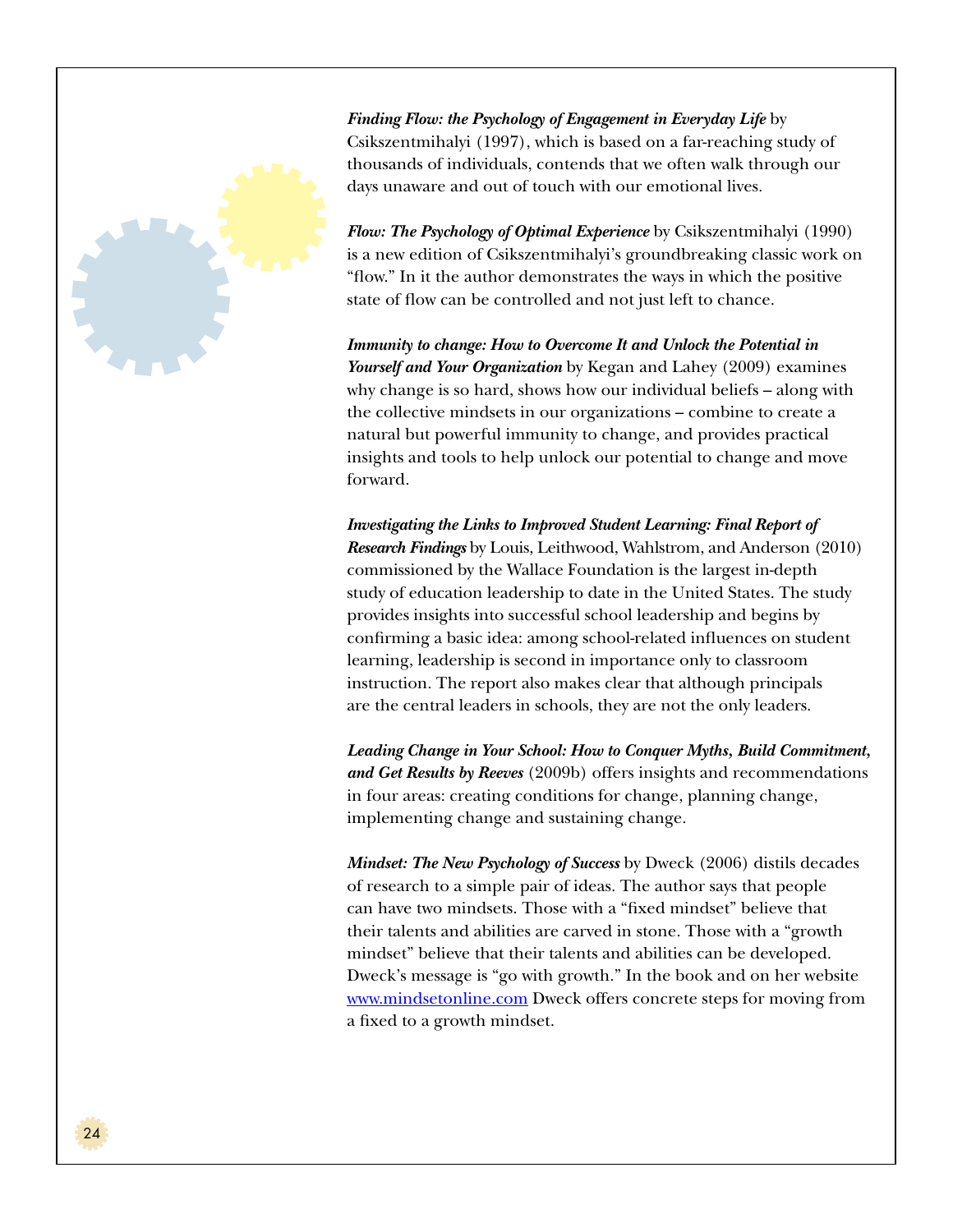***Finding Flow: the Psychology of Engagement in Everyday Life*** by Csikszentmihalyi (1997), which is based on a far-reaching study of thousands of individuals, contends that we often walk through our days unaware and out of touch with our emotional lives.

***Flow: The Psychology of Optimal Experience*** by Csikszentmihalyi (1990) is a new edition of Csikszentmihalyi's groundbreaking classic work on "flow." In it the author demonstrates the ways in which the positive state of flow can be controlled and not just left to chance.

***Immunity to change: How to Overcome It and Unlock the Potential in Yourself and Your Organization*** by Kegan and Lahey (2009) examines why change is so hard, shows how our individual beliefs – along with the collective mindsets in our organizations – combine to create a natural but powerful immunity to change, and provides practical insights and tools to help unlock our potential to change and move forward.

***Investigating the Links to Improved Student Learning: Final Report of Research Findings*** by Louis, Leithwood, Wahlstrom, and Anderson (2010) commissioned by the Wallace Foundation is the largest in-depth study of education leadership to date in the United States. The study provides insights into successful school leadership and begins by confirming a basic idea: among school-related influences on student learning, leadership is second in importance only to classroom instruction. The report also makes clear that although principals are the central leaders in schools, they are not the only leaders.

***Leading Change in Your School: How to Conquer Myths, Build Commitment, and Get Results by Reeves*** (2009b) offers insights and recommendations in four areas: creating conditions for change, planning change, implementing change and sustaining change.

***Mindset: The New Psychology of Success*** by Dweck (2006) distils decades of research to a simple pair of ideas. The author says that people can have two mindsets. Those with a "fixed mindset" believe that their talents and abilities are carved in stone. Those with a "growth mindset" believe that their talents and abilities can be developed. Dweck's message is "go with growth." In the book and on her website [www.mindsetonline.com](http://www.mindsetonline.com) Dweck offers concrete steps for moving from a fixed to a growth mindset.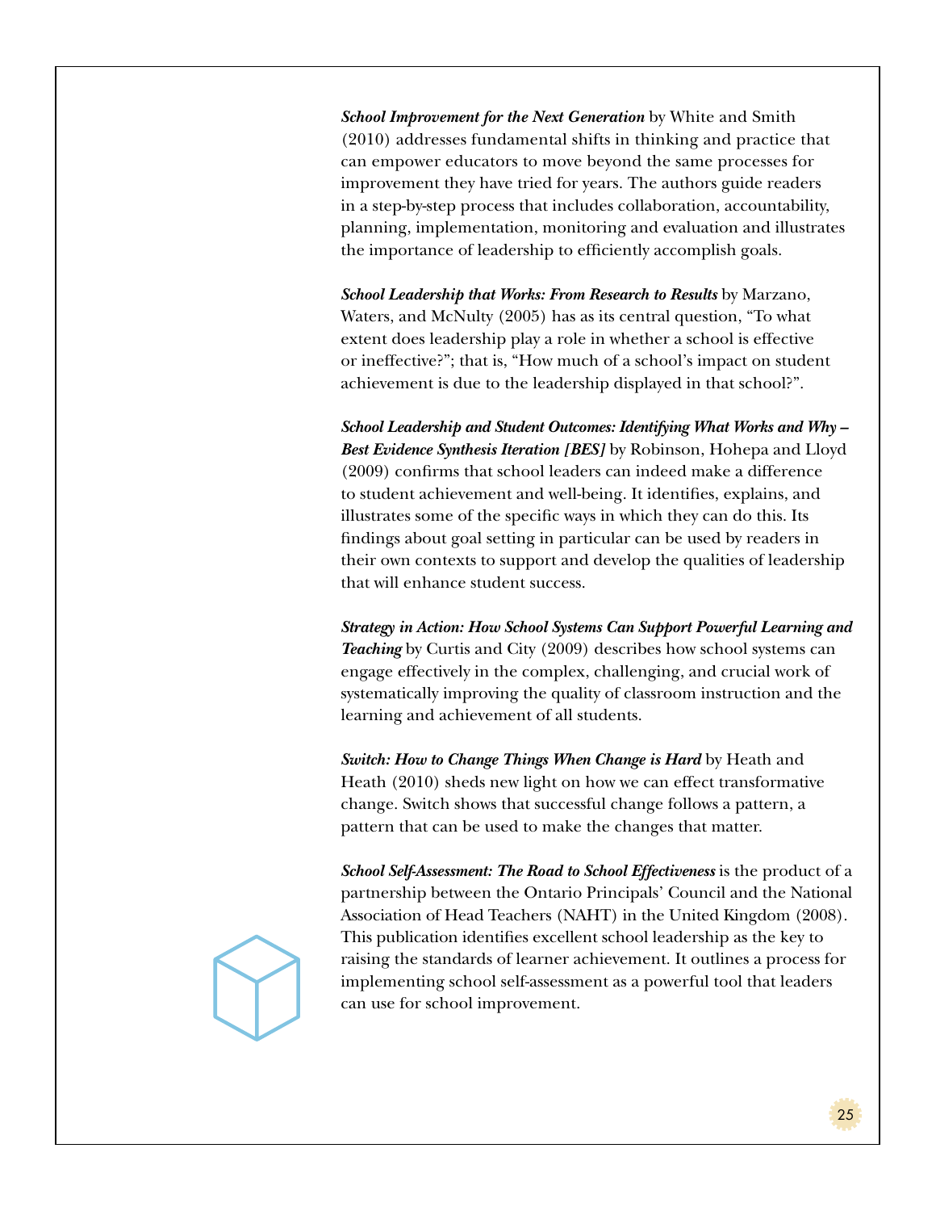***School Improvement for the Next Generation*** by White and Smith (2010) addresses fundamental shifts in thinking and practice that can empower educators to move beyond the same processes for improvement they have tried for years. The authors guide readers in a step-by-step process that includes collaboration, accountability, planning, implementation, monitoring and evaluation and illustrates the importance of leadership to efficiently accomplish goals.

***School Leadership that Works: From Research to Results*** by Marzano, Waters, and McNulty (2005) has as its central question, "To what extent does leadership play a role in whether a school is effective or ineffective?"; that is, "How much of a school's impact on student achievement is due to the leadership displayed in that school?".

***School Leadership and Student Outcomes: Identifying What Works and Why – Best Evidence Synthesis Iteration [BES]*** by Robinson, Hohepa and Lloyd (2009) confirms that school leaders can indeed make a difference to student achievement and well-being. It identifies, explains, and illustrates some of the specific ways in which they can do this. Its findings about goal setting in particular can be used by readers in their own contexts to support and develop the qualities of leadership that will enhance student success.

***Strategy in Action: How School Systems Can Support Powerful Learning and Teaching*** by Curtis and City (2009) describes how school systems can engage effectively in the complex, challenging, and crucial work of systematically improving the quality of classroom instruction and the learning and achievement of all students.

***Switch: How to Change Things When Change is Hard*** by Heath and Heath (2010) sheds new light on how we can effect transformative change. Switch shows that successful change follows a pattern, a pattern that can be used to make the changes that matter.

***School Self-Assessment: The Road to School Effectiveness*** is the product of a partnership between the Ontario Principals' Council and the National Association of Head Teachers (NAHT) in the United Kingdom (2008). This publication identifies excellent school leadership as the key to raising the standards of learner achievement. It outlines a process for implementing school self-assessment as a powerful tool that leaders can use for school improvement.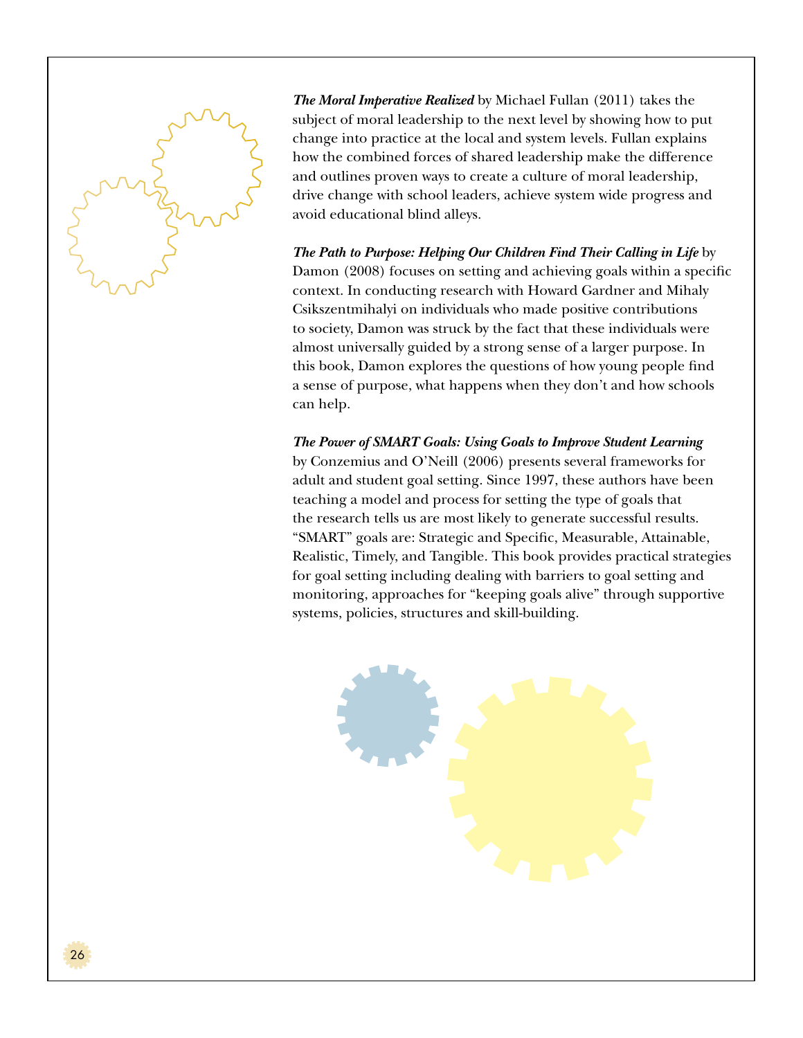***The Moral Imperative Realized*** by Michael Fullan (2011) takes the subject of moral leadership to the next level by showing how to put change into practice at the local and system levels. Fullan explains how the combined forces of shared leadership make the difference and outlines proven ways to create a culture of moral leadership, drive change with school leaders, achieve system wide progress and avoid educational blind alleys.

***The Path to Purpose: Helping Our Children Find Their Calling in Life*** by Damon (2008) focuses on setting and achieving goals within a specific context. In conducting research with Howard Gardner and Mihaly Csikszentmihalyi on individuals who made positive contributions to society, Damon was struck by the fact that these individuals were almost universally guided by a strong sense of a larger purpose. In this book, Damon explores the questions of how young people find a sense of purpose, what happens when they don't and how schools can help.

***The Power of SMART Goals: Using Goals to Improve Student Learning*** by Conzemius and O'Neill (2006) presents several frameworks for adult and student goal setting. Since 1997, these authors have been teaching a model and process for setting the type of goals that the research tells us are most likely to generate successful results. "SMART" goals are: Strategic and Specific, Measurable, Attainable, Realistic, Timely, and Tangible. This book provides practical strategies for goal setting including dealing with barriers to goal setting and monitoring, approaches for "keeping goals alive" through supportive systems, policies, structures and skill-building.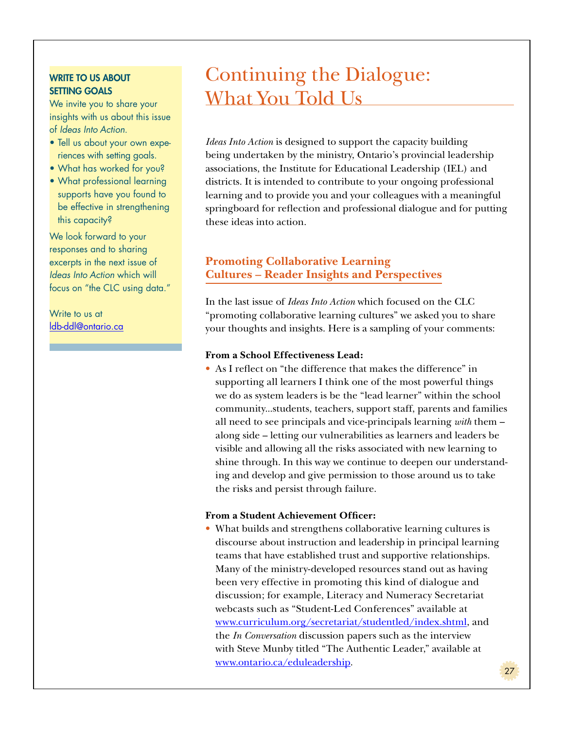# Continuing the Dialogue: What You Told Us

*Ideas Into Action* is designed to support the capacity building being undertaken by the ministry, Ontario's provincial leadership associations, the Institute for Educational Leadership (IEL) and districts. It is intended to contribute to your ongoing professional learning and to provide you and your colleagues with a meaningful springboard for reflection and professional dialogue and for putting these ideas into action.

## Promoting Collaborative Learning Cultures – Reader Insights and Perspectives

In the last issue of *Ideas Into Action* which focused on the CLC "promoting collaborative learning cultures" we asked you to share your thoughts and insights. Here is a sampling of your comments:

**From a School Effectiveness Lead:**

- As I reflect on "the difference that makes the difference" in supporting all learners I think one of the most powerful things we do as system leaders is be the "lead learner" within the school community...students, teachers, support staff, parents and families all need to see principals and vice-principals learning *with* them – along side – letting our vulnerabilities as learners and leaders be visible and allowing all the risks associated with new learning to shine through. In this way we continue to deepen our understanding and develop and give permission to those around us to take the risks and persist through failure.

**From a Student Achievement Officer:**

- What builds and strengthens collaborative learning cultures is discourse about instruction and leadership in principal learning teams that have established trust and supportive relationships. Many of the ministry-developed resources stand out as having been very effective in promoting this kind of dialogue and discussion; for example, Literacy and Numeracy Secretariat webcasts such as "Student-Led Conferences" available at www.curriculum.org/secretariat/studentled/index.shtml, and the *In Conversation* discussion papers such as the interview with Steve Munby titled "The Authentic Leader," available at www.ontario.ca/eduleadership.

**WRITE TO US ABOUT SETTING GOALS**

We invite you to share your insights with us about this issue of *Ideas Into Action*.

- Tell us about your own experiences with setting goals.
- What has worked for you?
- What professional learning supports have you found to be effective in strengthening this capacity?

We look forward to your responses and to sharing excerpts in the next issue of *Ideas Into Action* which will focus on "the CLC using data."

Write to us at ldb-ddl@ontario.ca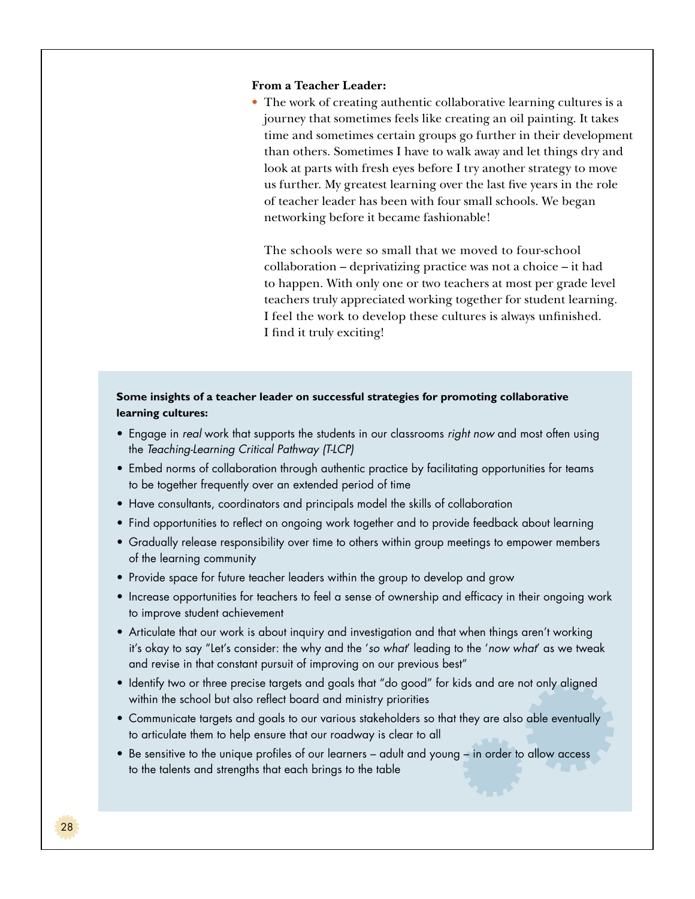**From a Teacher Leader:**

- The work of creating authentic collaborative learning cultures is a journey that sometimes feels like creating an oil painting. It takes time and sometimes certain groups go further in their development than others. Sometimes I have to walk away and let things dry and look at parts with fresh eyes before I try another strategy to move us further. My greatest learning over the last five years in the role of teacher leader has been with four small schools. We began networking before it became fashionable!

  The schools were so small that we moved to four-school collaboration – deprivatizing practice was not a choice – it had to happen. With only one or two teachers at most per grade level teachers truly appreciated working together for student learning. I feel the work to develop these cultures is always unfinished. I find it truly exciting!

**Some insights of a teacher leader on successful strategies for promoting collaborative learning cultures:**

- Engage in *real* work that supports the students in our classrooms *right now* and most often using the *Teaching-Learning Critical Pathway (T-LCP)*
- Embed norms of collaboration through authentic practice by facilitating opportunities for teams to be together frequently over an extended period of time
- Have consultants, coordinators and principals model the skills of collaboration
- Find opportunities to reflect on ongoing work together and to provide feedback about learning
- Gradually release responsibility over time to others within group meetings to empower members of the learning community
- Provide space for future teacher leaders within the group to develop and grow
- Increase opportunities for teachers to feel a sense of ownership and efficacy in their ongoing work to improve student achievement
- Articulate that our work is about inquiry and investigation and that when things aren't working it's okay to say "Let's consider: the why and the '*so what*' leading to the '*now what*' as we tweak and revise in that constant pursuit of improving on our previous best"
- Identify two or three precise targets and goals that "do good" for kids and are not only aligned within the school but also reflect board and ministry priorities
- Communicate targets and goals to our various stakeholders so that they are also able eventually to articulate them to help ensure that our roadway is clear to all
- Be sensitive to the unique profiles of our learners – adult and young – in order to allow access to the talents and strengths that each brings to the table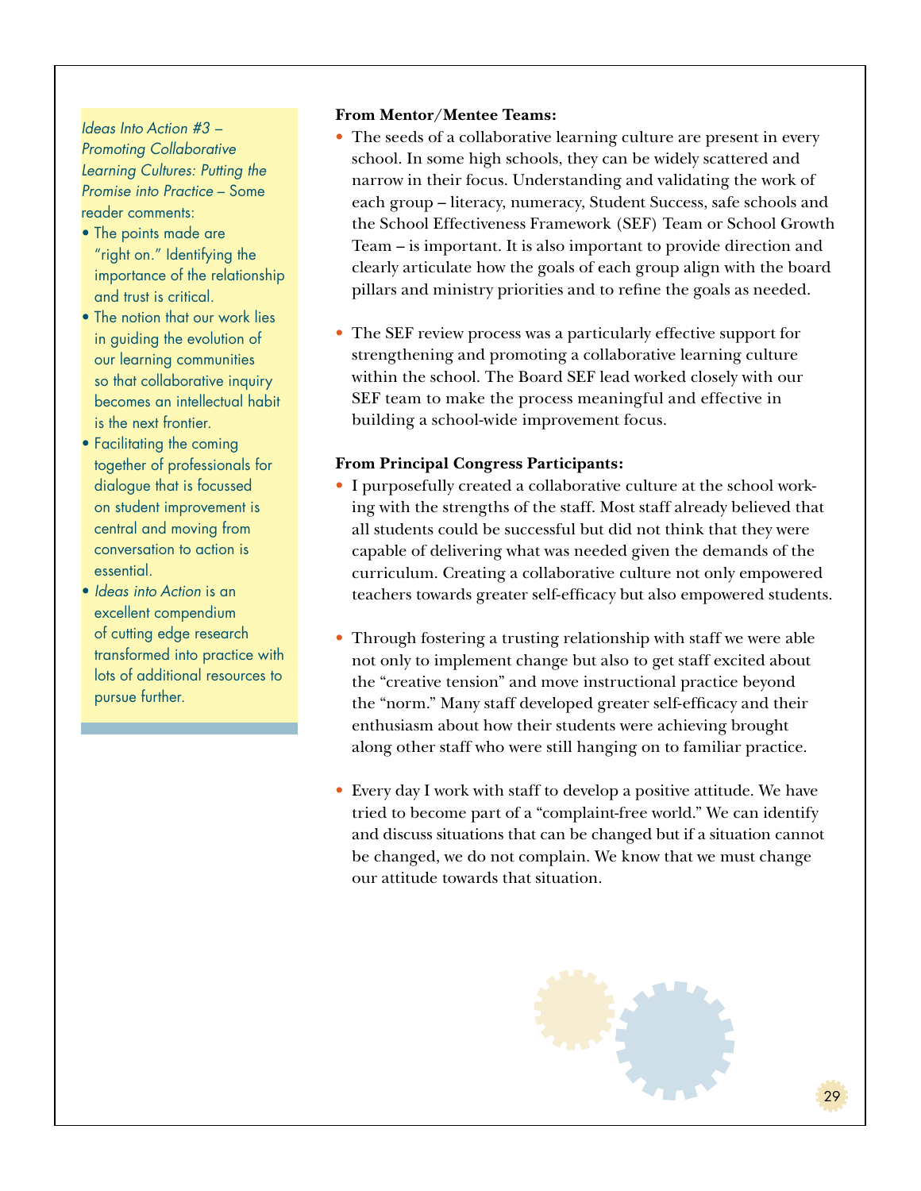*Ideas Into Action #3 – Promoting Collaborative Learning Cultures: Putting the Promise into Practice* – Some reader comments:

- The points made are "right on." Identifying the importance of the relationship and trust is critical.
- The notion that our work lies in guiding the evolution of our learning communities so that collaborative inquiry becomes an intellectual habit is the next frontier.
- Facilitating the coming together of professionals for dialogue that is focussed on student improvement is central and moving from conversation to action is essential.
- *Ideas into Action* is an excellent compendium of cutting edge research transformed into practice with lots of additional resources to pursue further.

**From Mentor/Mentee Teams:**

- The seeds of a collaborative learning culture are present in every school. In some high schools, they can be widely scattered and narrow in their focus. Understanding and validating the work of each group – literacy, numeracy, Student Success, safe schools and the School Effectiveness Framework (SEF) Team or School Growth Team – is important. It is also important to provide direction and clearly articulate how the goals of each group align with the board pillars and ministry priorities and to refine the goals as needed.

- The SEF review process was a particularly effective support for strengthening and promoting a collaborative learning culture within the school. The Board SEF lead worked closely with our SEF team to make the process meaningful and effective in building a school-wide improvement focus.

**From Principal Congress Participants:**

- I purposefully created a collaborative culture at the school working with the strengths of the staff. Most staff already believed that all students could be successful but did not think that they were capable of delivering what was needed given the demands of the curriculum. Creating a collaborative culture not only empowered teachers towards greater self-efficacy but also empowered students.

- Through fostering a trusting relationship with staff we were able not only to implement change but also to get staff excited about the "creative tension" and move instructional practice beyond the "norm." Many staff developed greater self-efficacy and their enthusiasm about how their students were achieving brought along other staff who were still hanging on to familiar practice.

- Every day I work with staff to develop a positive attitude. We have tried to become part of a "complaint-free world." We can identify and discuss situations that can be changed but if a situation cannot be changed, we do not complain. We know that we must change our attitude towards that situation.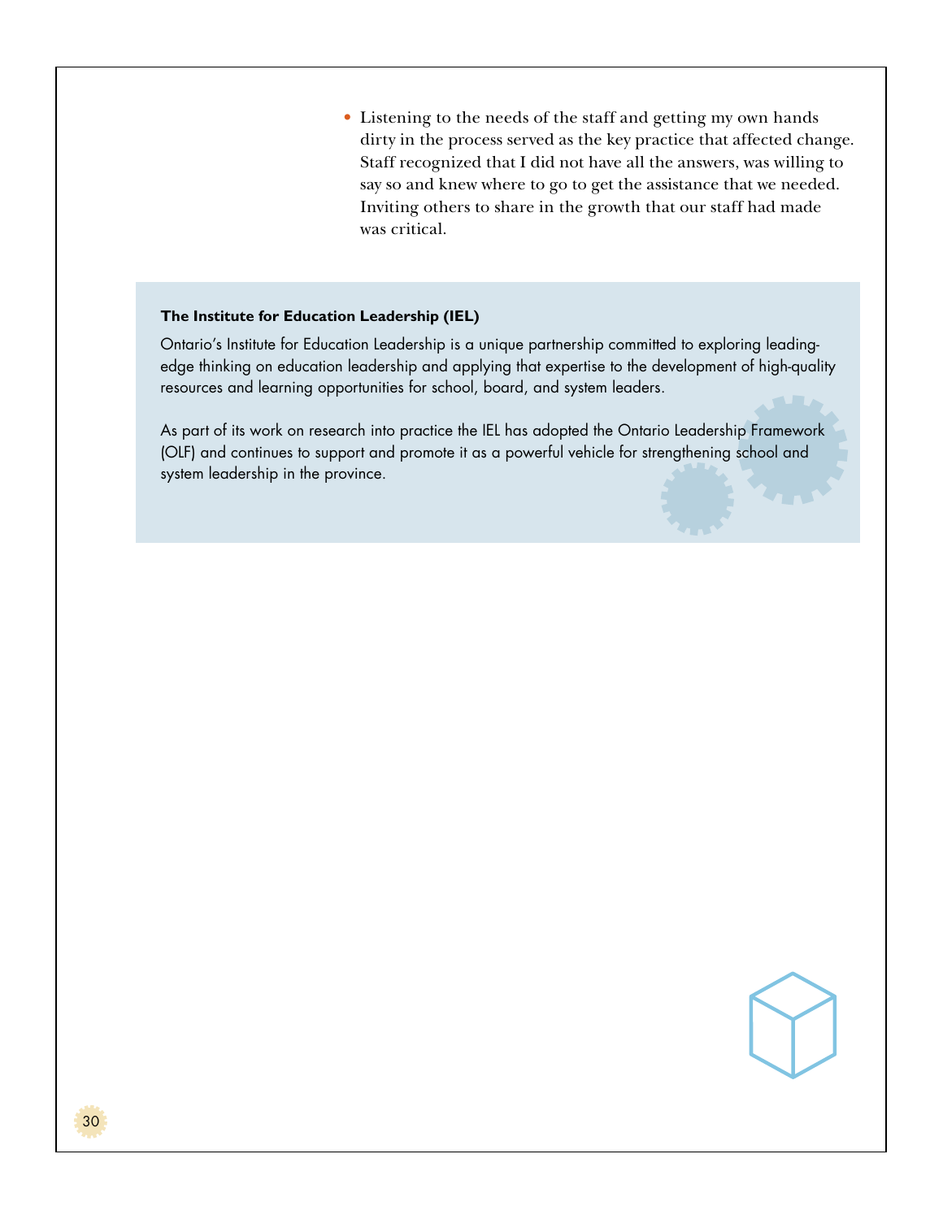- Listening to the needs of the staff and getting my own hands dirty in the process served as the key practice that affected change. Staff recognized that I did not have all the answers, was willing to say so and knew where to go to get the assistance that we needed. Inviting others to share in the growth that our staff had made was critical.

**The Institute for Education Leadership (IEL)**

Ontario's Institute for Education Leadership is a unique partnership committed to exploring leading-edge thinking on education leadership and applying that expertise to the development of high-quality resources and learning opportunities for school, board, and system leaders.

As part of its work on research into practice the IEL has adopted the Ontario Leadership Framework (OLF) and continues to support and promote it as a powerful vehicle for strengthening school and system leadership in the province.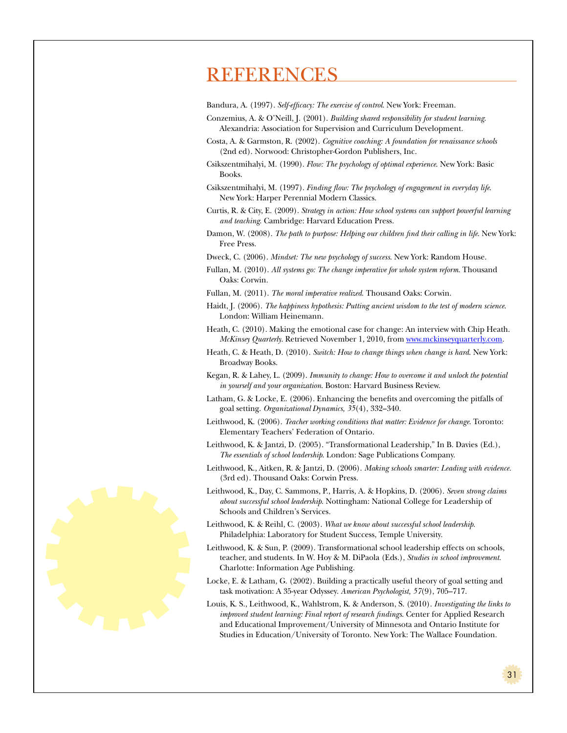# REFERENCES

Bandura, A. (1997). *Self-efficacy: The exercise of control*. New York: Freeman.

Conzemius, A. & O'Neill, J. (2001). *Building shared responsibility for student learning*. Alexandria: Association for Supervision and Curriculum Development.

Costa, A. & Garmston, R. (2002). *Cognitive coaching: A foundation for renaissance schools* (2nd ed). Norwood: Christopher-Gordon Publishers, Inc.

Csikszentmihalyi, M. (1990). *Flow: The psychology of optimal experience*. New York: Basic Books.

Csikszentmihalyi, M. (1997). *Finding flow: The psychology of engagement in everyday life*. New York: Harper Perennial Modern Classics.

Curtis, R. & City, E. (2009). *Strategy in action: How school systems can support powerful learning and teaching*. Cambridge: Harvard Education Press.

Damon, W. (2008). *The path to purpose: Helping our children find their calling in life*. New York: Free Press.

Dweck, C. (2006). *Mindset: The new psychology of success*. New York: Random House.

Fullan, M. (2010). *All systems go: The change imperative for whole system reform*. Thousand Oaks: Corwin.

Fullan, M. (2011). *The moral imperative realized*. Thousand Oaks: Corwin.

Haidt, J. (2006). *The happiness hypothesis: Putting ancient wisdom to the test of modern science*. London: William Heinemann.

Heath, C. (2010). Making the emotional case for change: An interview with Chip Heath. *McKinsey Quarterly*. Retrieved November 1, 2010, from www.mckinseyquarterly.com.

Heath, C. & Heath, D. (2010). *Switch: How to change things when change is hard*. New York: Broadway Books.

Kegan, R. & Lahey, L. (2009). *Immunity to change: How to overcome it and unlock the potential in yourself and your organization*. Boston: Harvard Business Review.

Latham, G. & Locke, E. (2006). Enhancing the benefits and overcoming the pitfalls of goal setting. *Organizational Dynamics, 35*(4), 332–340.

Leithwood, K. (2006). *Teacher working conditions that matter: Evidence for change*. Toronto: Elementary Teachers' Federation of Ontario.

Leithwood, K. & Jantzi, D. (2005). "Transformational Leadership," In B. Davies (Ed.), *The essentials of school leadership*. London: Sage Publications Company.

Leithwood, K., Aitken, R. & Jantzi, D. (2006). *Making schools smarter: Leading with evidence*. (3rd ed). Thousand Oaks: Corwin Press.

Leithwood, K., Day, C. Sammons, P., Harris, A. & Hopkins, D. (2006). *Seven strong claims about successful school leadership*. Nottingham: National College for Leadership of Schools and Children's Services.

Leithwood, K. & Reihl, C. (2003). *What we know about successful school leadership*. Philadelphia: Laboratory for Student Success, Temple University.

Leithwood, K. & Sun, P. (2009). Transformational school leadership effects on schools, teacher, and students. In W. Hoy & M. DiPaola (Eds.), *Studies in school improvement*. Charlotte: Information Age Publishing.

Locke, E. & Latham, G. (2002). Building a practically useful theory of goal setting and task motivation: A 35-year Odyssey. *American Psychologist, 57*(9), 705–717.

Louis, K. S., Leithwood, K., Wahlstrom, K. & Anderson, S. (2010). *Investigating the links to improved student learning: Final report of research findings*. Center for Applied Research and Educational Improvement/University of Minnesota and Ontario Institute for Studies in Education/University of Toronto. New York: The Wallace Foundation.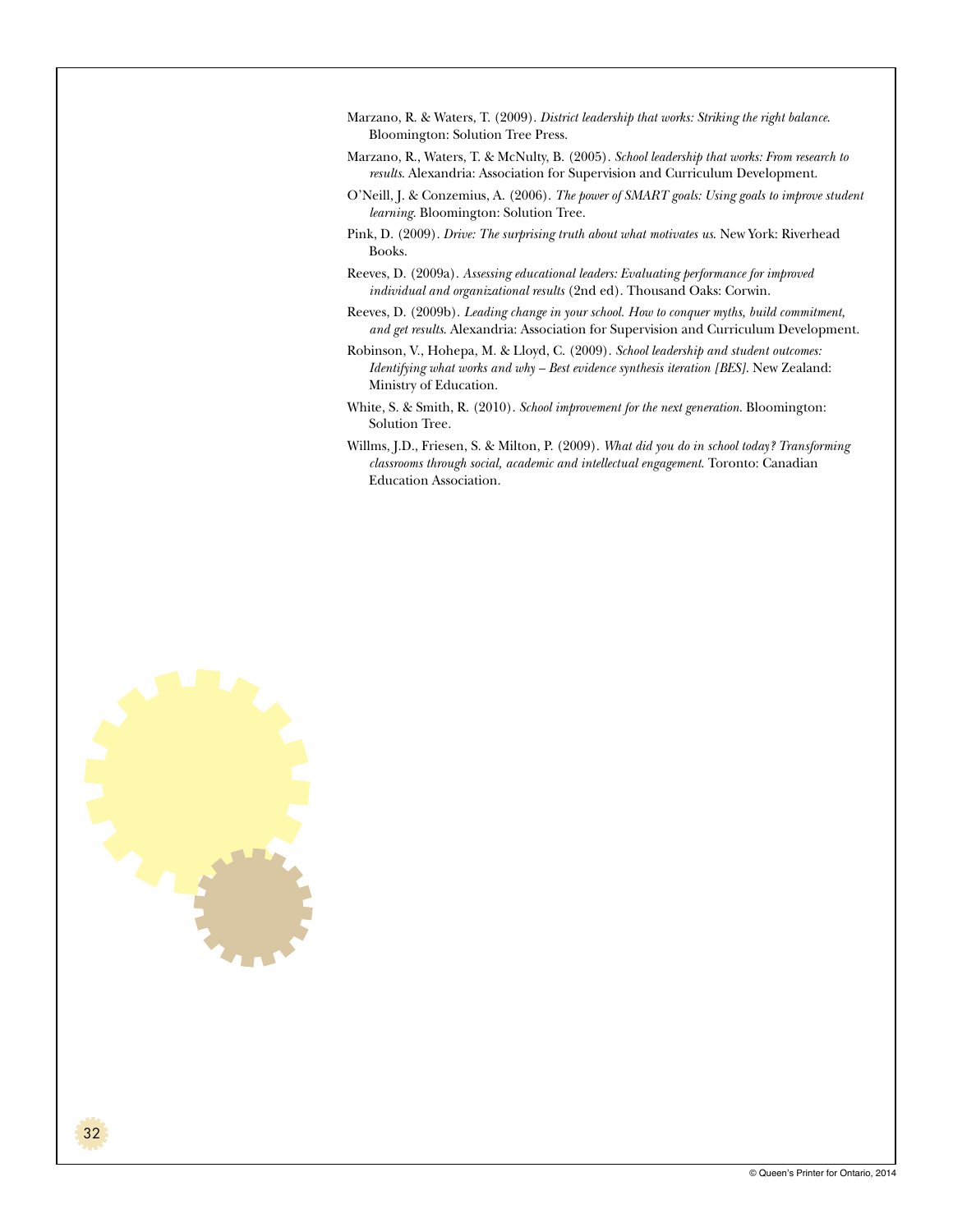Marzano, R. & Waters, T. (2009). *District leadership that works: Striking the right balance*. Bloomington: Solution Tree Press.

Marzano, R., Waters, T. & McNulty, B. (2005). *School leadership that works: From research to results*. Alexandria: Association for Supervision and Curriculum Development.

O'Neill, J. & Conzemius, A. (2006). *The power of SMART goals: Using goals to improve student learning*. Bloomington: Solution Tree.

Pink, D. (2009). *Drive: The surprising truth about what motivates us*. New York: Riverhead Books.

Reeves, D. (2009a). *Assessing educational leaders: Evaluating performance for improved individual and organizational results* (2nd ed). Thousand Oaks: Corwin.

Reeves, D. (2009b). *Leading change in your school. How to conquer myths, build commitment, and get results*. Alexandria: Association for Supervision and Curriculum Development.

Robinson, V., Hohepa, M. & Lloyd, C. (2009). *School leadership and student outcomes: Identifying what works and why – Best evidence synthesis iteration [BES]*. New Zealand: Ministry of Education.

White, S. & Smith, R. (2010). *School improvement for the next generation*. Bloomington: Solution Tree.

Willms, J.D., Friesen, S. & Milton, P. (2009). *What did you do in school today? Transforming classrooms through social, academic and intellectual engagement*. Toronto: Canadian Education Association.

© Queen's Printer for Ontario, 2014